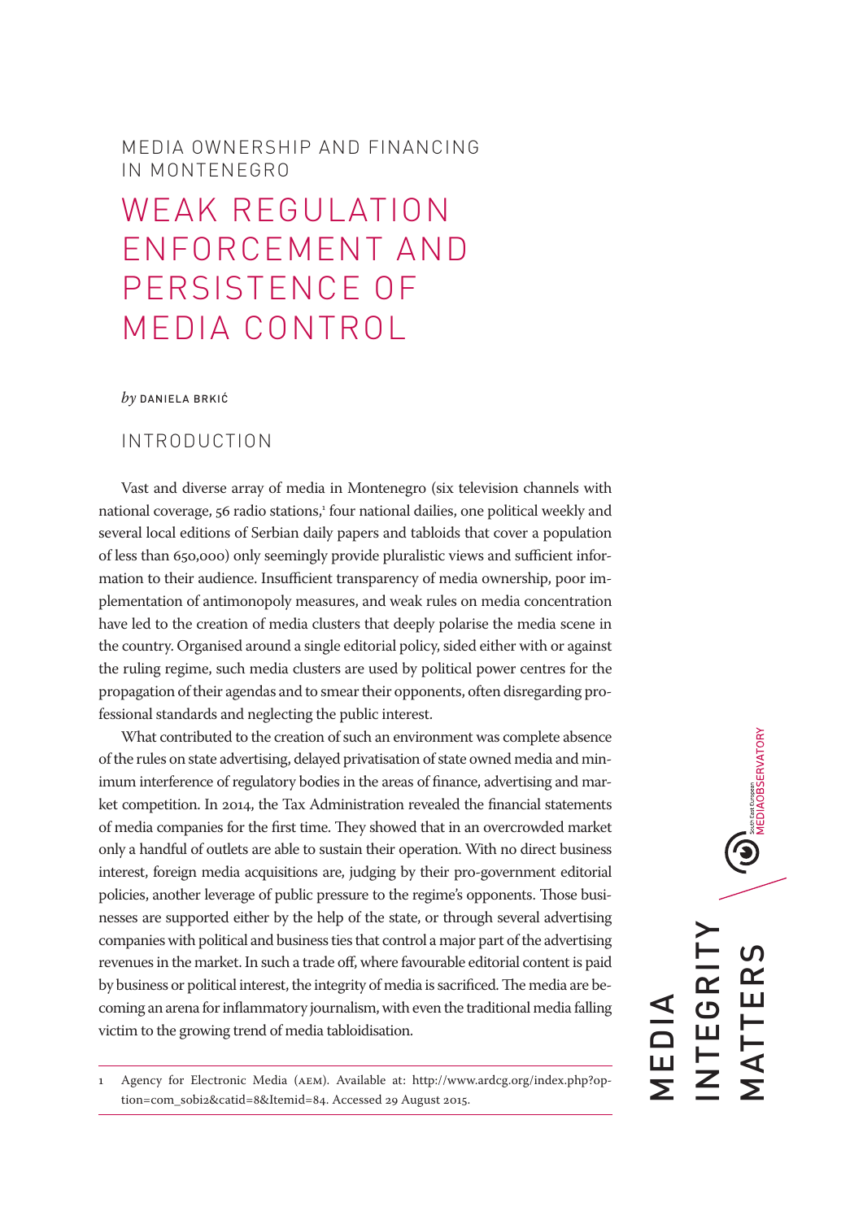MEDIA OWNERSHIP AND FINANCING IN MONTENEGRO

# WEAK REGULATION ENFORCEMENT AND PERSISTENCE OF MEDIA CONTROL

*by* DANIELA BRKIĆ

## INTRODUCTION

Vast and diverse array of media in Montenegro (six television channels with national coverage, 56 radio stations,[1] four national dailies, one political weekly and several local editions of Serbian daily papers and tabloids that cover a population of less than 650,000) only seemingly provide pluralistic views and sufficient information to their audience. Insufficient transparency of media ownership, poor implementation of antimonopoly measures, and weak rules on media concentration have led to the creation of media clusters that deeply polarise the media scene in the country. Organised around a single editorial policy, sided either with or against the ruling regime, such media clusters are used by political power centres for the propagation of their agendas and to smear their opponents, often disregarding professional standards and neglecting the public interest.

What contributed to the creation of such an environment was complete absence of the rules on state advertising, delayed privatisation of state owned media and minimum interference of regulatory bodies in the areas of finance, advertising and market competition. In 2014, the Tax Administration revealed the financial statements of media companies for the first time. They showed that in an overcrowded market only a handful of outlets are able to sustain their operation. With no direct business interest, foreign media acquisitions are, judging by their pro-government editorial policies, another leverage of public pressure to the regime's opponents. Those businesses are supported either by the help of the state, or through several advertising companies with political and business ties that control a major part of the advertising revenues in the market. In such a trade off, where favourable editorial content is paid by business or political interest, the integrity of media is sacrificed. The media are becoming an arena for inflammatory journalism, with even the traditional media falling victim to the growing trend of media tabloidisation.

1 Agency for Electronic Media (AEM). Available at: http://www.ardcg.org/index.php?option=com_sobi2&catid=8&Itemid=84. Accessed 29 August 2015.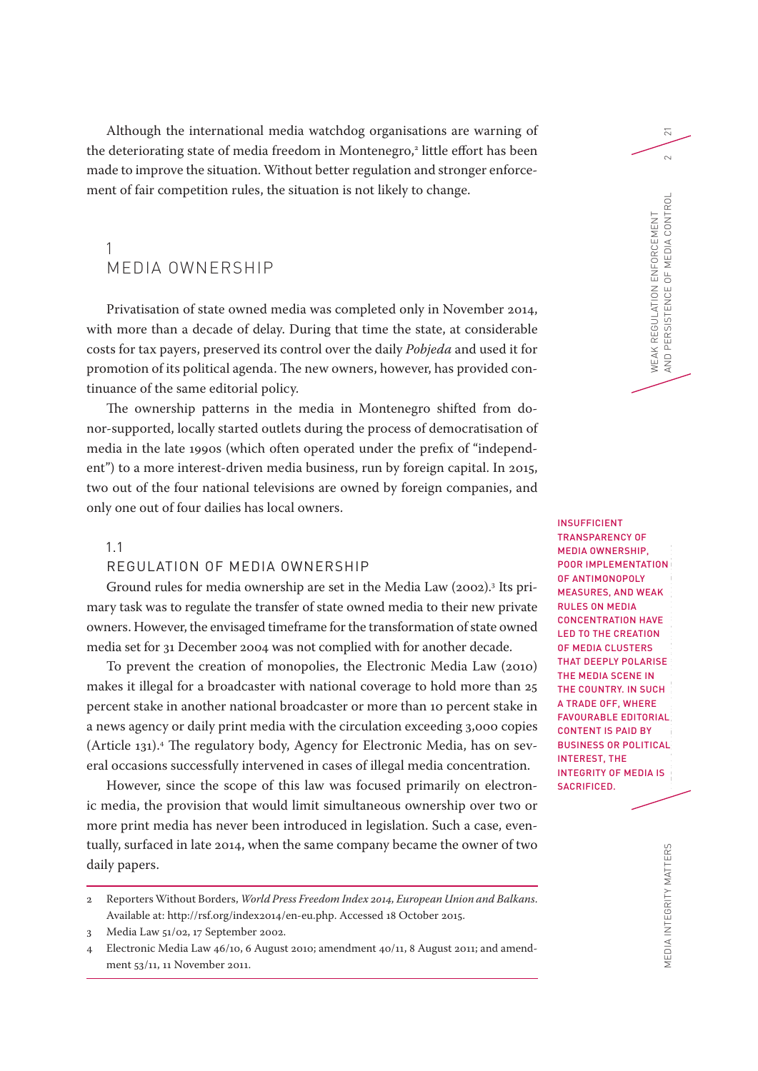Although the international media watchdog organisations are warning of the deteriorating state of media freedom in Montenegro,[2] little effort has been made to improve the situation. Without better regulation and stronger enforcement of fair competition rules, the situation is not likely to change.

# 1 MEDIA OWNERSHIP

Privatisation of state owned media was completed only in November 2014, with more than a decade of delay. During that time the state, at considerable costs for tax payers, preserved its control over the daily *Pobjeda* and used it for promotion of its political agenda. The new owners, however, has provided continuance of the same editorial policy.

The ownership patterns in the media in Montenegro shifted from donor-supported, locally started outlets during the process of democratisation of media in the late 1990s (which often operated under the prefix of "independent") to a more interest-driven media business, run by foreign capital. In 2015, two out of the four national televisions are owned by foreign companies, and only one out of four dailies has local owners.

## 1.1 REGULATION OF MEDIA OWNERSHIP

Ground rules for media ownership are set in the Media Law (2002).[3] Its primary task was to regulate the transfer of state owned media to their new private owners. However, the envisaged timeframe for the transformation of state owned media set for 31 December 2004 was not complied with for another decade.

To prevent the creation of monopolies, the Electronic Media Law (2010) makes it illegal for a broadcaster with national coverage to hold more than 25 percent stake in another national broadcaster or more than 10 percent stake in a news agency or daily print media with the circulation exceeding 3,000 copies (Article 131).[4] The regulatory body, Agency for Electronic Media, has on several occasions successfully intervened in cases of illegal media concentration.

However, since the scope of this law was focused primarily on electronic media, the provision that would limit simultaneous ownership over two or more print media has never been introduced in legislation. Such a case, eventually, surfaced in late 2014, when the same company became the owner of two daily papers.

**INSUFFICIENT TRANSPARENCY OF MEDIA OWNERSHIP, POOR IMPLEMENTATION OF ANTIMONOPOLY MEASURES, AND WEAK RULES ON MEDIA CONCENTRATION HAVE LED TO THE CREATION OF MEDIA CLUSTERS THAT DEEPLY POLARISE THE MEDIA SCENE IN THE COUNTRY. IN SUCH A TRADE OFF, WHERE FAVOURABLE EDITORIAL CONTENT IS PAID BY BUSINESS OR POLITICAL INTEREST, THE INTEGRITY OF MEDIA IS SACRIFICED.**

---

2 Reporters Without Borders, *World Press Freedom Index 2014, European Union and Balkans*. Available at: http://rsf.org/index2014/en-eu.php. Accessed 18 October 2015.

3 Media Law 51/02, 17 September 2002.

4 Electronic Media Law 46/10, 6 August 2010; amendment 40/11, 8 August 2011; and amendment 53/11, 11 November 2011.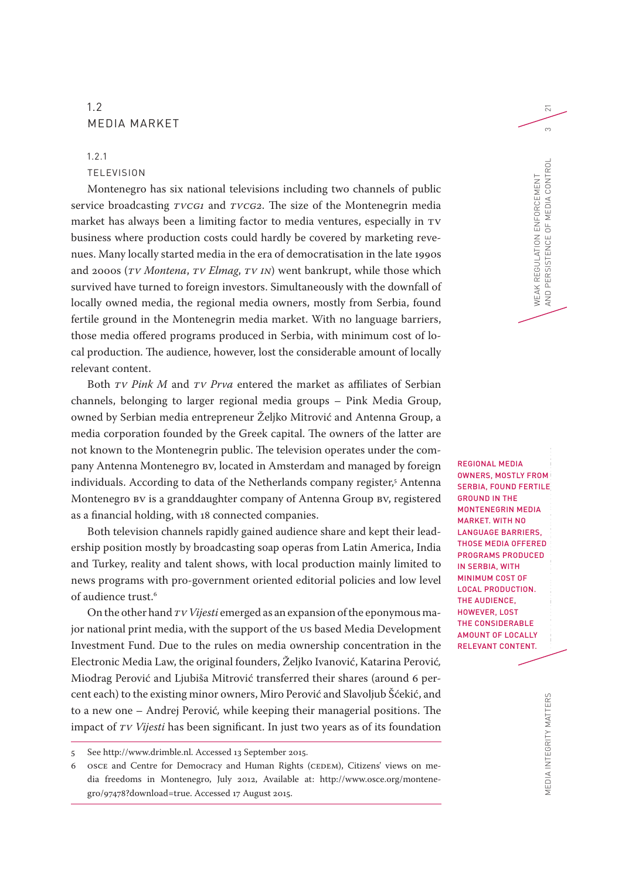## 1.2 MEDIA MARKET

### 1.2.1 TELEVISION

Montenegro has six national televisions including two channels of public service broadcasting *TVCG1* and *TVCG2*. The size of the Montenegrin media market has always been a limiting factor to media ventures, especially in TV business where production costs could hardly be covered by marketing revenues. Many locally started media in the era of democratisation in the late 1990s and 2000s (*TV Montena*, *TV Elmag*, *TV IN*) went bankrupt, while those which survived have turned to foreign investors. Simultaneously with the downfall of locally owned media, the regional media owners, mostly from Serbia, found fertile ground in the Montenegrin media market. With no language barriers, those media offered programs produced in Serbia, with minimum cost of local production. The audience, however, lost the considerable amount of locally relevant content.

Both *TV Pink M* and *TV Prva* entered the market as affiliates of Serbian channels, belonging to larger regional media groups – Pink Media Group, owned by Serbian media entrepreneur Željko Mitrović and Antenna Group, a media corporation founded by the Greek capital. The owners of the latter are not known to the Montenegrin public. The television operates under the company Antenna Montenegro BV, located in Amsterdam and managed by foreign individuals. According to data of the Netherlands company register,[5] Antenna Montenegro BV is a granddaughter company of Antenna Group BV, registered as a financial holding, with 18 connected companies.

> REGIONAL MEDIA OWNERS, MOSTLY FROM SERBIA, FOUND FERTILE GROUND IN THE MONTENEGRIN MEDIA MARKET. WITH NO LANGUAGE BARRIERS, THOSE MEDIA OFFERED PROGRAMS PRODUCED IN SERBIA, WITH MINIMUM COST OF LOCAL PRODUCTION. THE AUDIENCE, HOWEVER, LOST THE CONSIDERABLE AMOUNT OF LOCALLY RELEVANT CONTENT.

Both television channels rapidly gained audience share and kept their leadership position mostly by broadcasting soap operas from Latin America, India and Turkey, reality and talent shows, with local production mainly limited to news programs with pro-government oriented editorial policies and low level of audience trust.[6]

On the other hand *TV Vijesti* emerged as an expansion of the eponymous major national print media, with the support of the US based Media Development Investment Fund. Due to the rules on media ownership concentration in the Electronic Media Law, the original founders, Željko Ivanović, Katarina Perović, Miodrag Perović and Ljubiša Mitrović transferred their shares (around 6 percent each) to the existing minor owners, Miro Perović and Slavoljub Šćekić, and to a new one – Andrej Perović, while keeping their managerial positions. The impact of *TV Vijesti* has been significant. In just two years as of its foundation

---

5 See http://www.drimble.nl. Accessed 13 September 2015.

6 OSCE and Centre for Democracy and Human Rights (CEDEM), Citizens' views on media freedoms in Montenegro, July 2012, Available at: http://www.osce.org/montenegro/97478?download=true. Accessed 17 August 2015.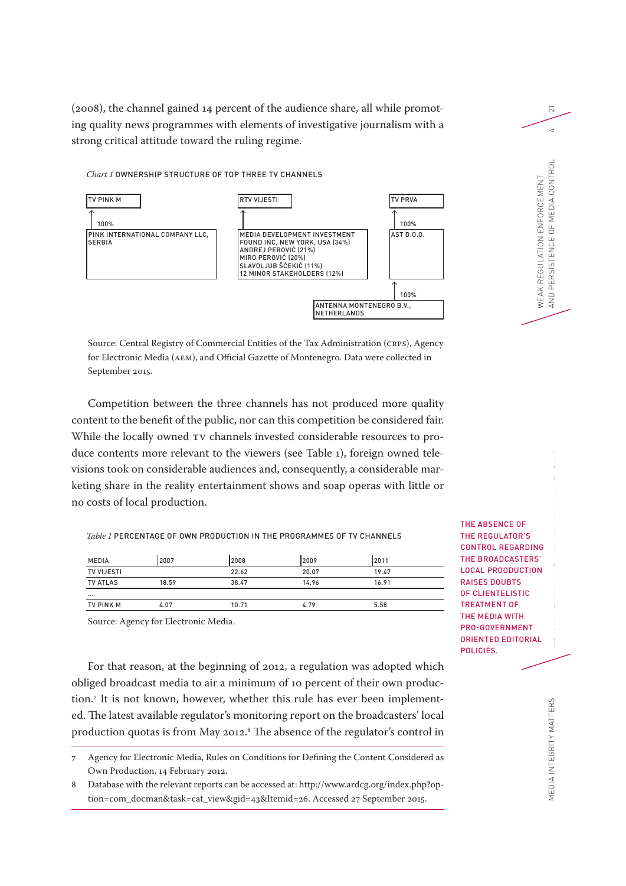(2008), the channel gained 14 percent of the audience share, all while promoting quality news programmes with elements of investigative journalism with a strong critical attitude toward the ruling regime.

*Chart 1* OWNERSHIP STRUCTURE OF TOP THREE TV CHANNELS

| TV PINK M | RTV VIJESTI | TV PRVA |
| --- | --- | --- |
| ↑ 100% | ↑ | ↑ 100% |
| PINK INTERNATIONAL COMPANY LLC, SERBIA | MEDIA DEVELOPMENT INVESTMENT FOUND INC, NEW YORK, USA (34%)<br>ANDREJ PEROVIĆ (21%)<br>MIRO PEROVIĆ (20%)<br>SLAVOLJUB ŠĆEKIĆ (11%)<br>12 MINOR STAKEHOLDERS (12%) | AST D.O.O. |
| | | ↑ 100% |
| | | ANTENNA MONTENEGRO B.V., NETHERLANDS |

Source: Central Registry of Commercial Entities of the Tax Administration (CRPS), Agency for Electronic Media (AEM), and Official Gazette of Montenegro. Data were collected in September 2015.

Competition between the three channels has not produced more quality content to the benefit of the public, nor can this competition be considered fair. While the locally owned TV channels invested considerable resources to produce contents more relevant to the viewers (see Table 1), foreign owned televisions took on considerable audiences and, consequently, a considerable marketing share in the reality entertainment shows and soap operas with little or no costs of local production.

THE ABSENCE OF THE REGULATOR'S CONTROL REGARDING THE BROADCASTERS' LOCAL PROODUCTION RAISES DOUBTS OF CLIENTELISTIC TREATMENT OF THE MEDIA WITH PRO-GOVERNMENT ORIENTED EDITORIAL POLICIES.

*Table 1* PERCENTAGE OF OWN PRODUCTION IN THE PROGRAMMES OF TV CHANNELS

| MEDIA | 2007 | 2008 | 2009 | 2011 |
| --- | --- | --- | --- | --- |
| TV VIJESTI | | 22.62 | 20.07 | 19.47 |
| TV ATLAS | 18.59 | 38.47 | 14.96 | 16.91 |
| ... | | | | |
| TV PINK M | 4.07 | 10.71 | 4.79 | 5.58 |

Source: Agency for Electronic Media.

For that reason, at the beginning of 2012, a regulation was adopted which obliged broadcast media to air a minimum of 10 percent of their own production.[7] It is not known, however, whether this rule has ever been implemented. The latest available regulator's monitoring report on the broadcasters' local production quotas is from May 2012.[8] The absence of the regulator's control in

7 Agency for Electronic Media, Rules on Conditions for Defining the Content Considered as Own Production, 14 February 2012.

8 Database with the relevant reports can be accessed at: http://www.ardcg.org/index.php?option=com_docman&task=cat_view&gid=43&Itemid=26. Accessed 27 September 2015.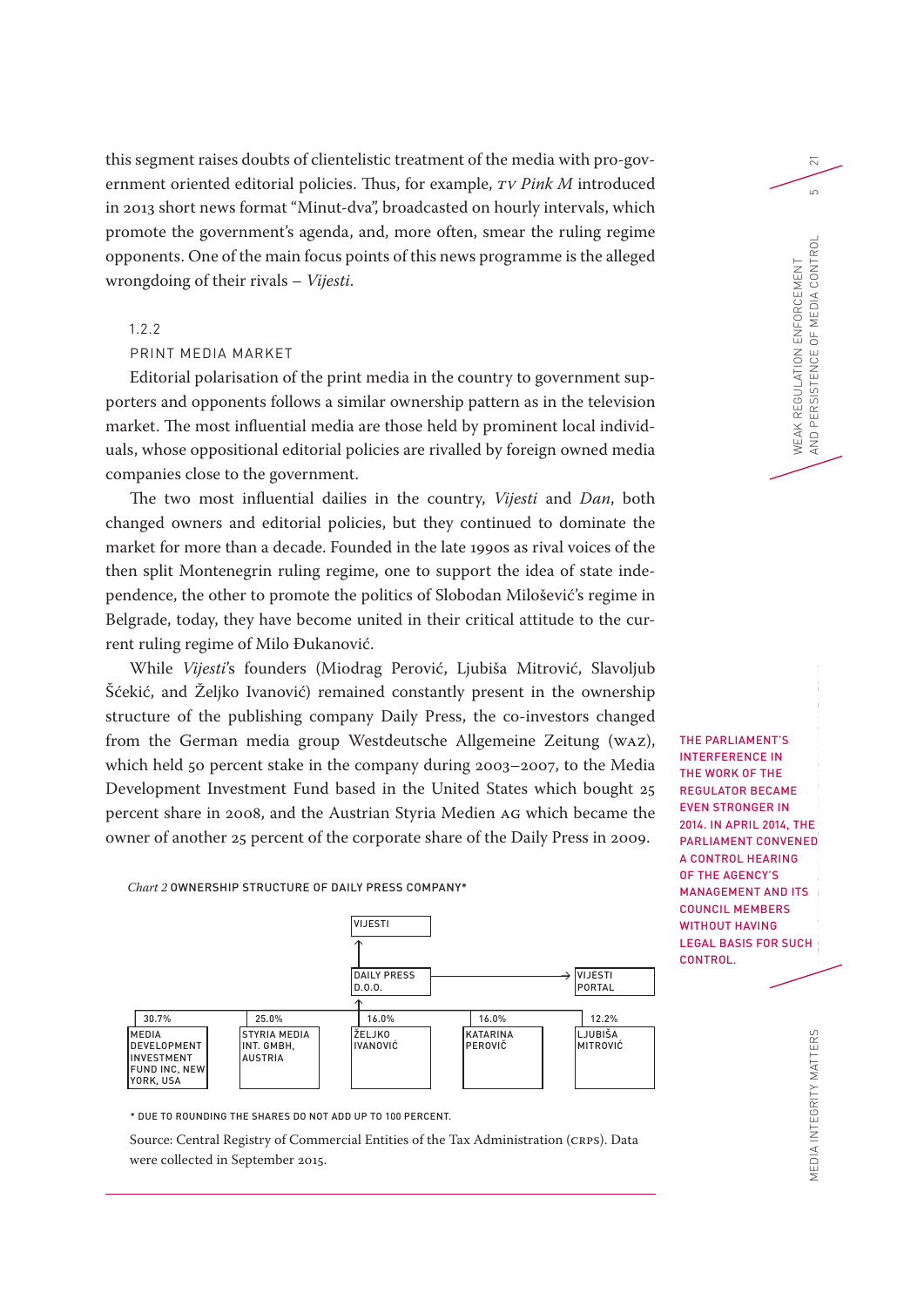this segment raises doubts of clientelistic treatment of the media with pro-government oriented editorial policies. Thus, for example, *TV Pink M* introduced in 2013 short news format "Minut-dva", broadcasted on hourly intervals, which promote the government's agenda, and, more often, smear the ruling regime opponents. One of the main focus points of this news programme is the alleged wrongdoing of their rivals – *Vijesti*.

### 1.2.2
### PRINT MEDIA MARKET

Editorial polarisation of the print media in the country to government supporters and opponents follows a similar ownership pattern as in the television market. The most influential media are those held by prominent local individuals, whose oppositional editorial policies are rivalled by foreign owned media companies close to the government.

The two most influential dailies in the country, *Vijesti* and *Dan*, both changed owners and editorial policies, but they continued to dominate the market for more than a decade. Founded in the late 1990s as rival voices of the then split Montenegrin ruling regime, one to support the idea of state independence, the other to promote the politics of Slobodan Milošević's regime in Belgrade, today, they have become united in their critical attitude to the current ruling regime of Milo Đukanović.

While *Vijesti*'s founders (Miodrag Perović, Ljubiša Mitrović, Slavoljub Šćekić, and Željko Ivanović) remained constantly present in the ownership structure of the publishing company Daily Press, the co-investors changed from the German media group Westdeutsche Allgemeine Zeitung (WAZ), which held 50 percent stake in the company during 2003–2007, to the Media Development Investment Fund based in the United States which bought 25 percent share in 2008, and the Austrian Styria Medien AG which became the owner of another 25 percent of the corporate share of the Daily Press in 2009.

THE PARLIAMENT'S INTERFERENCE IN THE WORK OF THE REGULATOR BECAME EVEN STRONGER IN 2014. IN APRIL 2014, THE PARLIAMENT CONVENED A CONTROL HEARING OF THE AGENCY'S MANAGEMENT AND ITS COUNCIL MEMBERS WITHOUT HAVING LEGAL BASIS FOR SUCH CONTROL.

*Chart 2* OWNERSHIP STRUCTURE OF DAILY PRESS COMPANY*

| Shareholder | Share |
|---|---|
| MEDIA DEVELOPMENT INVESTMENT FUND INC, NEW YORK, USA | 30.7% |
| STYRIA MEDIA INT. GMBH, AUSTRIA | 25.0% |
| ŽELJKO IVANOVIĆ | 16.0% |
| KATARINA PEROVIČ | 16.0% |
| LJUBIŠA MITROVIĆ | 12.2% |

DAILY PRESS D.O.O. → VIJESTI; DAILY PRESS D.O.O. → VIJESTI PORTAL

* DUE TO ROUNDING THE SHARES DO NOT ADD UP TO 100 PERCENT.

Source: Central Registry of Commercial Entities of the Tax Administration (CRPS). Data were collected in September 2015.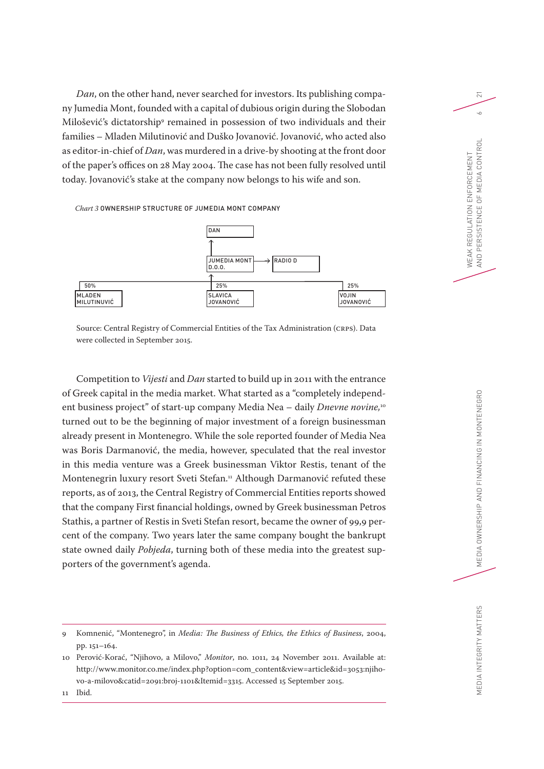*Dan*, on the other hand, never searched for investors. Its publishing company Jumedia Mont, founded with a capital of dubious origin during the Slobodan Milošević's dictatorship[9] remained in possession of two individuals and their families – Mladen Milutinović and Duško Jovanović. Jovanović, who acted also as editor-in-chief of *Dan*, was murdered in a drive-by shooting at the front door of the paper's offices on 28 May 2004. The case has not been fully resolved until today. Jovanović's stake at the company now belongs to his wife and son.

*Chart 3* OWNERSHIP STRUCTURE OF JUMEDIA MONT COMPANY

DAN

JUMEDIA MONT D.O.O. → RADIO D

50% MLADEN MILUTINOVIĆ

25% SLAVICA JOVANOVIĆ

25% VOJIN JOVANOVIĆ

Source: Central Registry of Commercial Entities of the Tax Administration (CRPS). Data were collected in September 2015.

Competition to *Vijesti* and *Dan* started to build up in 2011 with the entrance of Greek capital in the media market. What started as a "completely independent business project" of start-up company Media Nea – daily *Dnevne novine*,[10] turned out to be the beginning of major investment of a foreign businessman already present in Montenegro. While the sole reported founder of Media Nea was Boris Darmanović, the media, however, speculated that the real investor in this media venture was a Greek businessman Viktor Restis, tenant of the Montenegrin luxury resort Sveti Stefan.[11] Although Darmanović refuted these reports, as of 2013, the Central Registry of Commercial Entities reports showed that the company First financial holdings, owned by Greek businessman Petros Stathis, a partner of Restis in Sveti Stefan resort, became the owner of 99,9 percent of the company. Two years later the same company bought the bankrupt state owned daily *Pobjeda*, turning both of these media into the greatest supporters of the government's agenda.

---

9 Komnenić, "Montenegro", in *Media: The Business of Ethics, the Ethics of Business*, 2004, pp. 151–164.

10 Perović-Korać, "Njihovo, a Milovo," *Monitor*, no. 1011, 24 November 2011. Available at: http://www.monitor.co.me/index.php?option=com_content&view=article&id=3053:njihovo-a-milovo&catid=2091:broj-1101&Itemid=3315. Accessed 15 September 2015.

11 Ibid.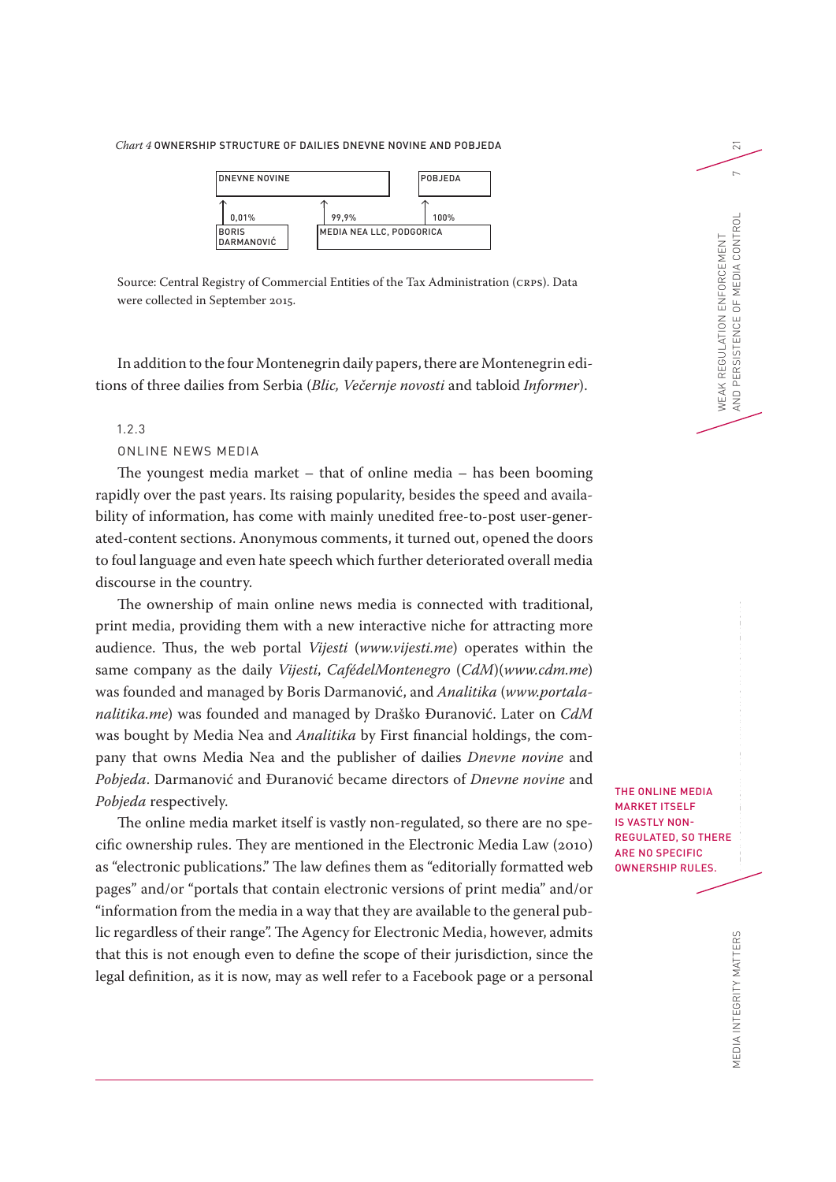*Chart 4* OWNERSHIP STRUCTURE OF DAILIES DNEVNE NOVINE AND POBJEDA

| Owner | Dnevne Novine | Pobjeda |
|---|---|---|
| Boris Darmanović | 0,01% | |
| Media Nea LLC, Podgorica | 99,9% | 100% |

Source: Central Registry of Commercial Entities of the Tax Administration (CRPS). Data were collected in September 2015.

In addition to the four Montenegrin daily papers, there are Montenegrin editions of three dailies from Serbia (*Blic, Večernje novosti* and tabloid *Informer*).

### 1.2.3 ONLINE NEWS MEDIA

The youngest media market – that of online media – has been booming rapidly over the past years. Its raising popularity, besides the speed and availability of information, has come with mainly unedited free-to-post user-generated-content sections. Anonymous comments, it turned out, opened the doors to foul language and even hate speech which further deteriorated overall media discourse in the country.

The ownership of main online news media is connected with traditional, print media, providing them with a new interactive niche for attracting more audience. Thus, the web portal *Vijesti* (*www.vijesti.me*) operates within the same company as the daily *Vijesti*, *CafédelMontenegro* (*CdM*)(*www.cdm.me*) was founded and managed by Boris Darmanović, and *Analitika* (*www.portalanalitika.me*) was founded and managed by Draško Đuranović. Later on *CdM* was bought by Media Nea and *Analitika* by First financial holdings, the company that owns Media Nea and the publisher of dailies *Dnevne novine* and *Pobjeda*. Darmanović and Đuranović became directors of *Dnevne novine* and *Pobjeda* respectively.

THE ONLINE MEDIA MARKET ITSELF IS VASTLY NON-REGULATED, SO THERE ARE NO SPECIFIC OWNERSHIP RULES.

The online media market itself is vastly non-regulated, so there are no specific ownership rules. They are mentioned in the Electronic Media Law (2010) as "electronic publications." The law defines them as "editorially formatted web pages" and/or "portals that contain electronic versions of print media" and/or "information from the media in a way that they are available to the general public regardless of their range". The Agency for Electronic Media, however, admits that this is not enough even to define the scope of their jurisdiction, since the legal definition, as it is now, may as well refer to a Facebook page or a personal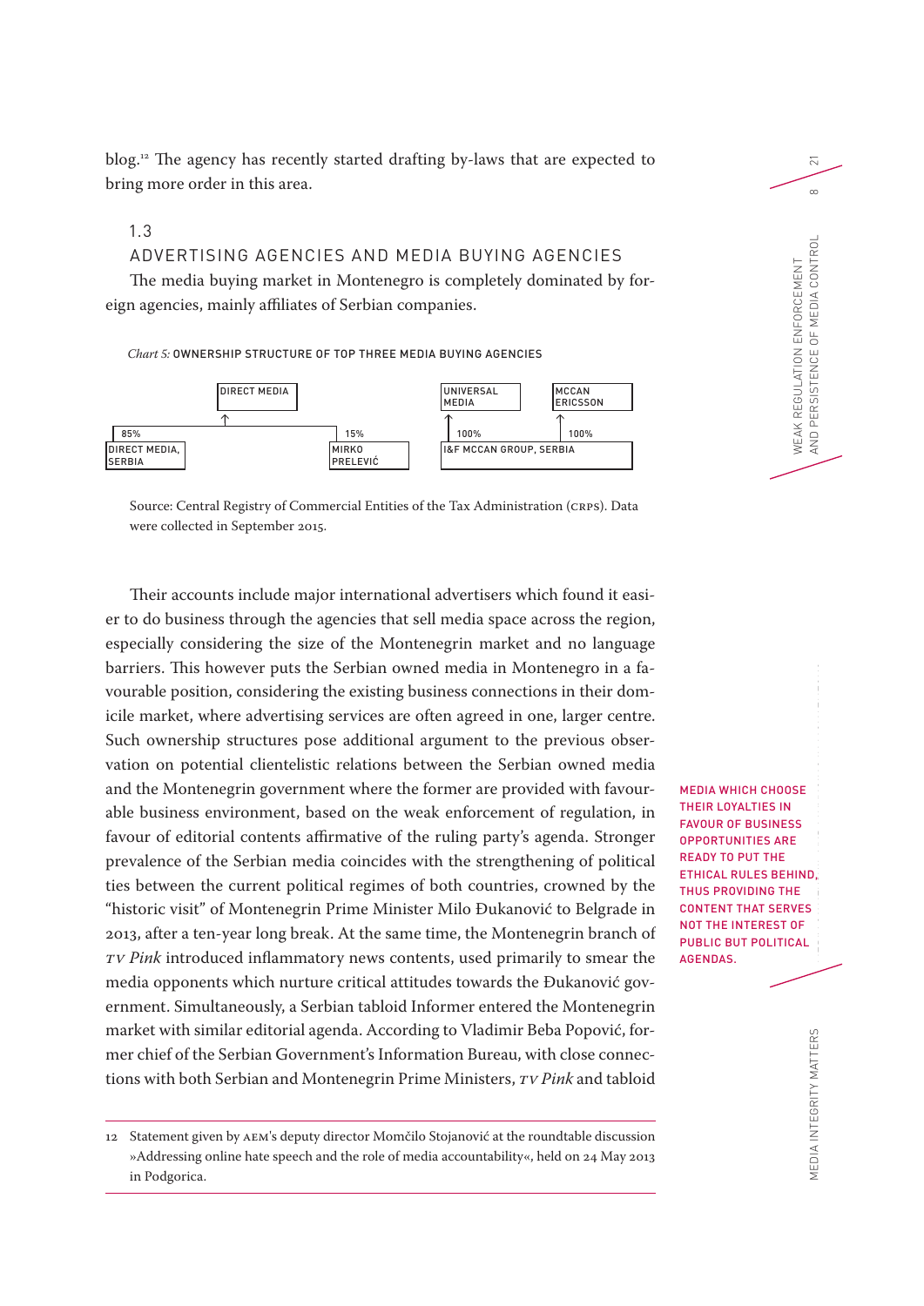blog.[12] The agency has recently started drafting by-laws that are expected to bring more order in this area.

## 1.3 ADVERTISING AGENCIES AND MEDIA BUYING AGENCIES

The media buying market in Montenegro is completely dominated by foreign agencies, mainly affiliates of Serbian companies.

*Chart 5:* OWNERSHIP STRUCTURE OF TOP THREE MEDIA BUYING AGENCIES

| Company | Owner | Share |
|---|---|---|
| DIRECT MEDIA | DIRECT MEDIA, SERBIA | 85% |
| DIRECT MEDIA | MIRKO PRELEVIĆ | 15% |
| UNIVERSAL MEDIA | I&F MCCAN GROUP, SERBIA | 100% |
| MCCAN ERICSSON | I&F MCCAN GROUP, SERBIA | 100% |

Source: Central Registry of Commercial Entities of the Tax Administration (CRPS). Data were collected in September 2015.

Their accounts include major international advertisers which found it easier to do business through the agencies that sell media space across the region, especially considering the size of the Montenegrin market and no language barriers. This however puts the Serbian owned media in Montenegro in a favourable position, considering the existing business connections in their domicile market, where advertising services are often agreed in one, larger centre. Such ownership structures pose additional argument to the previous observation on potential clientelistic relations between the Serbian owned media and the Montenegrin government where the former are provided with favourable business environment, based on the weak enforcement of regulation, in favour of editorial contents affirmative of the ruling party's agenda. Stronger prevalence of the Serbian media coincides with the strengthening of political ties between the current political regimes of both countries, crowned by the "historic visit" of Montenegrin Prime Minister Milo Đukanović to Belgrade in 2013, after a ten-year long break. At the same time, the Montenegrin branch of *TV Pink* introduced inflammatory news contents, used primarily to smear the media opponents which nurture critical attitudes towards the Đukanović government. Simultaneously, a Serbian tabloid Informer entered the Montenegrin market with similar editorial agenda. According to Vladimir Beba Popović, former chief of the Serbian Government's Information Bureau, with close connections with both Serbian and Montenegrin Prime Ministers, *TV Pink* and tabloid

MEDIA WHICH CHOOSE THEIR LOYALTIES IN FAVOUR OF BUSINESS OPPORTUNITIES ARE READY TO PUT THE ETHICAL RULES BEHIND, THUS PROVIDING THE CONTENT THAT SERVES NOT THE INTEREST OF PUBLIC BUT POLITICAL AGENDAS.

---

[12] Statement given by AEM's deputy director Momčilo Stojanović at the roundtable discussion »Addressing online hate speech and the role of media accountability«, held on 24 May 2013 in Podgorica.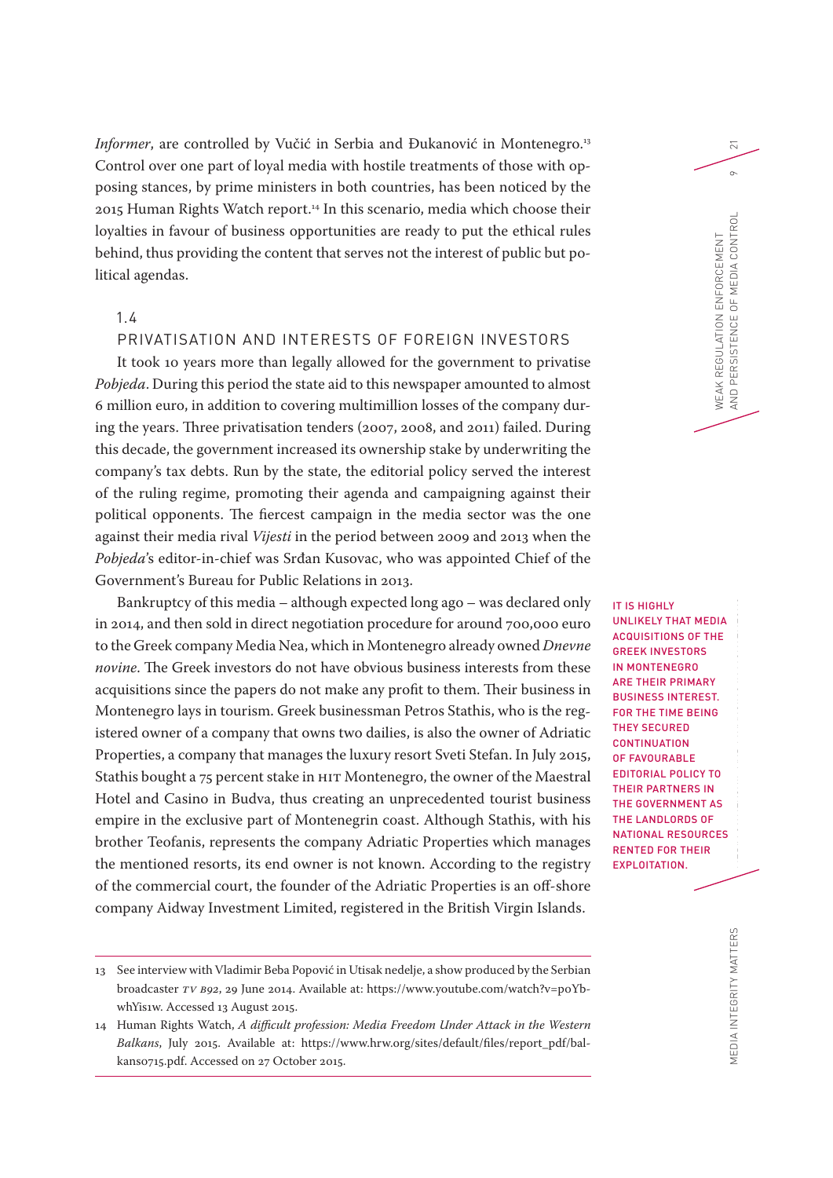*Informer*, are controlled by Vučić in Serbia and Đukanović in Montenegro.[13] Control over one part of loyal media with hostile treatments of those with opposing stances, by prime ministers in both countries, has been noticed by the 2015 Human Rights Watch report.[14] In this scenario, media which choose their loyalties in favour of business opportunities are ready to put the ethical rules behind, thus providing the content that serves not the interest of public but political agendas.

## 1.4 PRIVATISATION AND INTERESTS OF FOREIGN INVESTORS

It took 10 years more than legally allowed for the government to privatise *Pobjeda*. During this period the state aid to this newspaper amounted to almost 6 million euro, in addition to covering multimillion losses of the company during the years. Three privatisation tenders (2007, 2008, and 2011) failed. During this decade, the government increased its ownership stake by underwriting the company's tax debts. Run by the state, the editorial policy served the interest of the ruling regime, promoting their agenda and campaigning against their political opponents. The fiercest campaign in the media sector was the one against their media rival *Vijesti* in the period between 2009 and 2013 when the *Pobjeda*'s editor-in-chief was Srđan Kusovac, who was appointed Chief of the Government's Bureau for Public Relations in 2013.

Bankruptcy of this media – although expected long ago – was declared only in 2014, and then sold in direct negotiation procedure for around 700,000 euro to the Greek company Media Nea, which in Montenegro already owned *Dnevne novine*. The Greek investors do not have obvious business interests from these acquisitions since the papers do not make any profit to them. Their business in Montenegro lays in tourism. Greek businessman Petros Stathis, who is the registered owner of a company that owns two dailies, is also the owner of Adriatic Properties, a company that manages the luxury resort Sveti Stefan. In July 2015, Stathis bought a 75 percent stake in HIT Montenegro, the owner of the Maestral Hotel and Casino in Budva, thus creating an unprecedented tourist business empire in the exclusive part of Montenegrin coast. Although Stathis, with his brother Teofanis, represents the company Adriatic Properties which manages the mentioned resorts, its end owner is not known. According to the registry of the commercial court, the founder of the Adriatic Properties is an off-shore company Aidway Investment Limited, registered in the British Virgin Islands.

IT IS HIGHLY UNLIKELY THAT MEDIA ACQUISITIONS OF THE GREEK INVESTORS IN MONTENEGRO ARE THEIR PRIMARY BUSINESS INTEREST. FOR THE TIME BEING THEY SECURED CONTINUATION OF FAVOURABLE EDITORIAL POLICY TO THEIR PARTNERS IN THE GOVERNMENT AS THE LANDLORDS OF NATIONAL RESOURCES RENTED FOR THEIR EXPLOITATION.

---

13 See interview with Vladimir Beba Popović in Utisak nedelje, a show produced by the Serbian broadcaster *TV B92*, 29 June 2014. Available at: https://www.youtube.com/watch?v=poYbwhYis1w. Accessed 13 August 2015.

14 Human Rights Watch, *A difficult profession: Media Freedom Under Attack in the Western Balkans*, July 2015. Available at: https://www.hrw.org/sites/default/files/report_pdf/balkans0715.pdf. Accessed on 27 October 2015.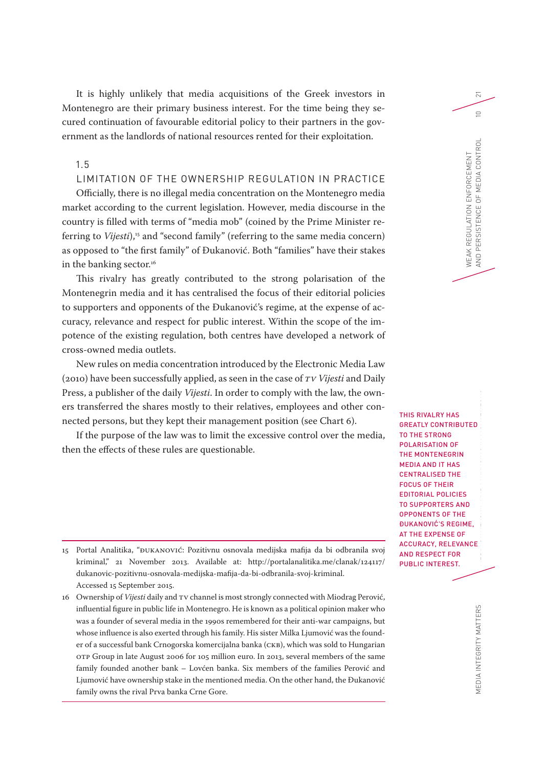It is highly unlikely that media acquisitions of the Greek investors in Montenegro are their primary business interest. For the time being they secured continuation of favourable editorial policy to their partners in the government as the landlords of national resources rented for their exploitation.

## 1.5 LIMITATION OF THE OWNERSHIP REGULATION IN PRACTICE

Officially, there is no illegal media concentration on the Montenegro media market according to the current legislation. However, media discourse in the country is filled with terms of "media mob" (coined by the Prime Minister referring to *Vijesti*),[15] and "second family" (referring to the same media concern) as opposed to "the first family" of Đukanović. Both "families" have their stakes in the banking sector.[16]

This rivalry has greatly contributed to the strong polarisation of the Montenegrin media and it has centralised the focus of their editorial policies to supporters and opponents of the Đukanović's regime, at the expense of accuracy, relevance and respect for public interest. Within the scope of the impotence of the existing regulation, both centres have developed a network of cross-owned media outlets.

New rules on media concentration introduced by the Electronic Media Law (2010) have been successfully applied, as seen in the case of *TV Vijesti* and Daily Press, a publisher of the daily *Vijesti*. In order to comply with the law, the owners transferred the shares mostly to their relatives, employees and other connected persons, but they kept their management position (see Chart 6).

If the purpose of the law was to limit the excessive control over the media, then the effects of these rules are questionable.

**THIS RIVALRY HAS GREATLY CONTRIBUTED TO THE STRONG POLARISATION OF THE MONTENEGRIN MEDIA AND IT HAS CENTRALISED THE FOCUS OF THEIR EDITORIAL POLICIES TO SUPPORTERS AND OPPONENTS OF THE ĐUKANOVIĆ'S REGIME, AT THE EXPENSE OF ACCURACY, RELEVANCE AND RESPECT FOR PUBLIC INTEREST.**

---

15 Portal Analitika, "ĐUKANOVIĆ: Pozitivnu osnovala medijska mafija da bi odbranila svoj kriminal," 21 November 2013. Available at: http://portalanalitika.me/clanak/124117/dukanovic-pozitivnu-osnovala-medijska-mafija-da-bi-odbranila-svoj-kriminal. Accessed 15 September 2015.

16 Ownership of *Vijesti* daily and TV channel is most strongly connected with Miodrag Perović, influential figure in public life in Montenegro. He is known as a political opinion maker who was a founder of several media in the 1990s remembered for their anti-war campaigns, but whose influence is also exerted through his family. His sister Milka Ljumović was the founder of a successful bank Crnogorska komercijalna banka (CKB), which was sold to Hungarian OTP Group in late August 2006 for 105 million euro. In 2013, several members of the same family founded another bank – Lovćen banka. Six members of the families Perović and Ljumović have ownership stake in the mentioned media. On the other hand, the Đukanović family owns the rival Prva banka Crne Gore.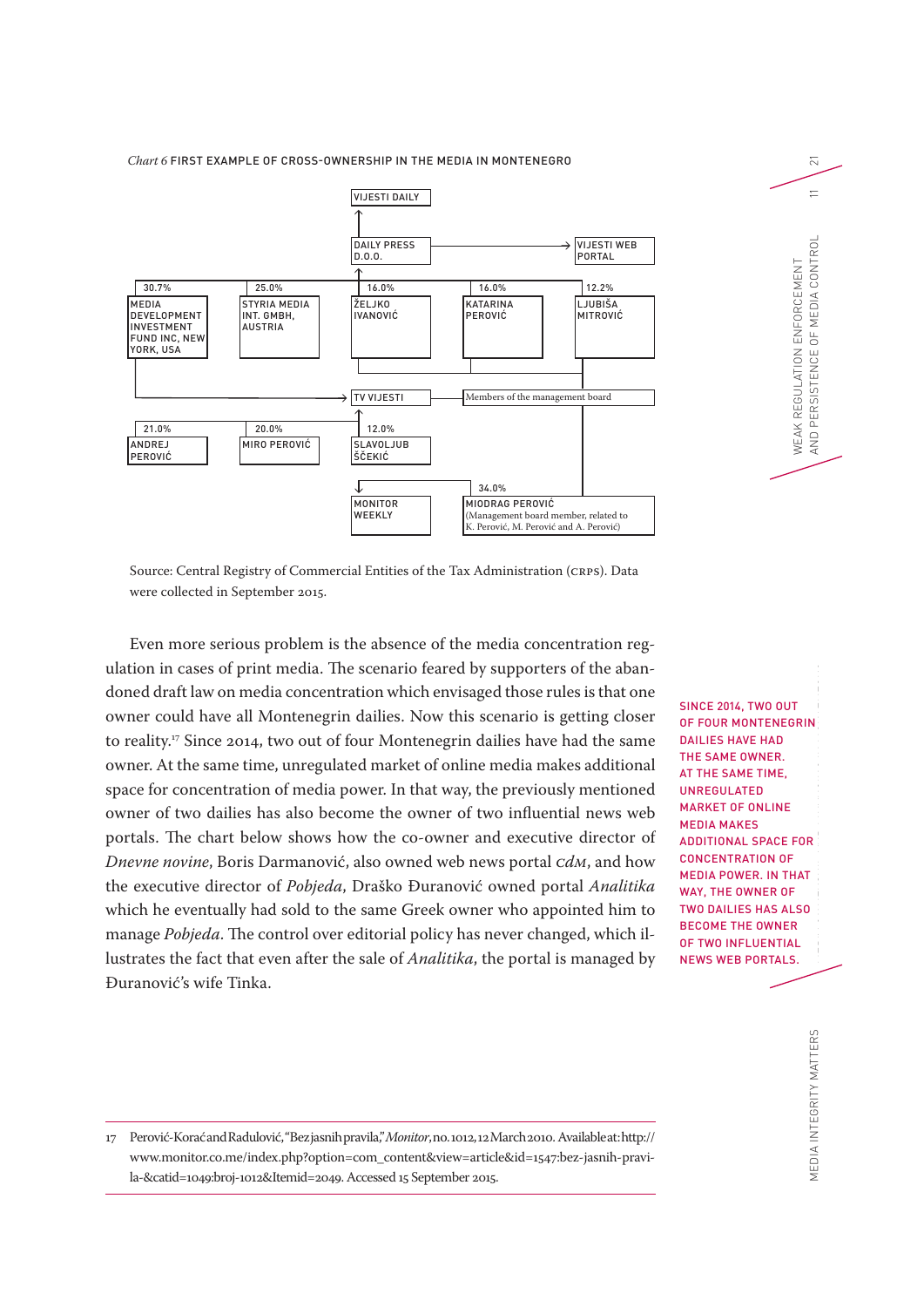*Chart 6* FIRST EXAMPLE OF CROSS-OWNERSHIP IN THE MEDIA IN MONTENEGRO

VIJESTI DAILY

DAILY PRESS D.O.O.

VIJESTI WEB PORTAL

| 30.7% | 25.0% | 16.0% | 16.0% | 12.2% |
|---|---|---|---|---|
| MEDIA DEVELOPMENT INVESTMENT FUND INC, NEW YORK, USA | STYRIA MEDIA INT. GMBH, AUSTRIA | ŽELJKO IVANOVIĆ | KATARINA PEROVIĆ | LJUBIŠA MITROVIĆ |

TV VIJESTI

Members of the management board

| 21.0% | 20.0% | 12.0% |
|---|---|---|
| ANDREJ PEROVIĆ | MIRO PEROVIĆ | SLAVOLJUB ŠĆEKIĆ |

MONITOR WEEKLY

34.0%
MIODRAG PEROVIĆ (Management board member, related to K. Perović, M. Perović and A. Perović)

Source: Central Registry of Commercial Entities of the Tax Administration (CRPS). Data were collected in September 2015.

Even more serious problem is the absence of the media concentration regulation in cases of print media. The scenario feared by supporters of the abandoned draft law on media concentration which envisaged those rules is that one owner could have all Montenegrin dailies. Now this scenario is getting closer to reality.[17] Since 2014, two out of four Montenegrin dailies have had the same owner. At the same time, unregulated market of online media makes additional space for concentration of media power. In that way, the previously mentioned owner of two dailies has also become the owner of two influential news web portals. The chart below shows how the co-owner and executive director of *Dnevne novine*, Boris Darmanović, also owned web news portal *cdm*, and how the executive director of *Pobjeda*, Draško Đuranović owned portal *Analitika* which he eventually had sold to the same Greek owner who appointed him to manage *Pobjeda*. The control over editorial policy has never changed, which illustrates the fact that even after the sale of *Analitika*, the portal is managed by Đuranović's wife Tinka.

SINCE 2014, TWO OUT OF FOUR MONTENEGRIN DAILIES HAVE HAD THE SAME OWNER. AT THE SAME TIME, UNREGULATED MARKET OF ONLINE MEDIA MAKES ADDITIONAL SPACE FOR CONCENTRATION OF MEDIA POWER. IN THAT WAY, THE OWNER OF TWO DAILIES HAS ALSO BECOME THE OWNER OF TWO INFLUENTIAL NEWS WEB PORTALS.

17 Perović-Korać and Radulović, "Bez jasnih pravila," *Monitor*, no. 1012, 12 March 2010. Available at: http://www.monitor.co.me/index.php?option=com_content&view=article&id=1547:bez-jasnih-pravila-&catid=1049:broj-1012&Itemid=2049. Accessed 15 September 2015.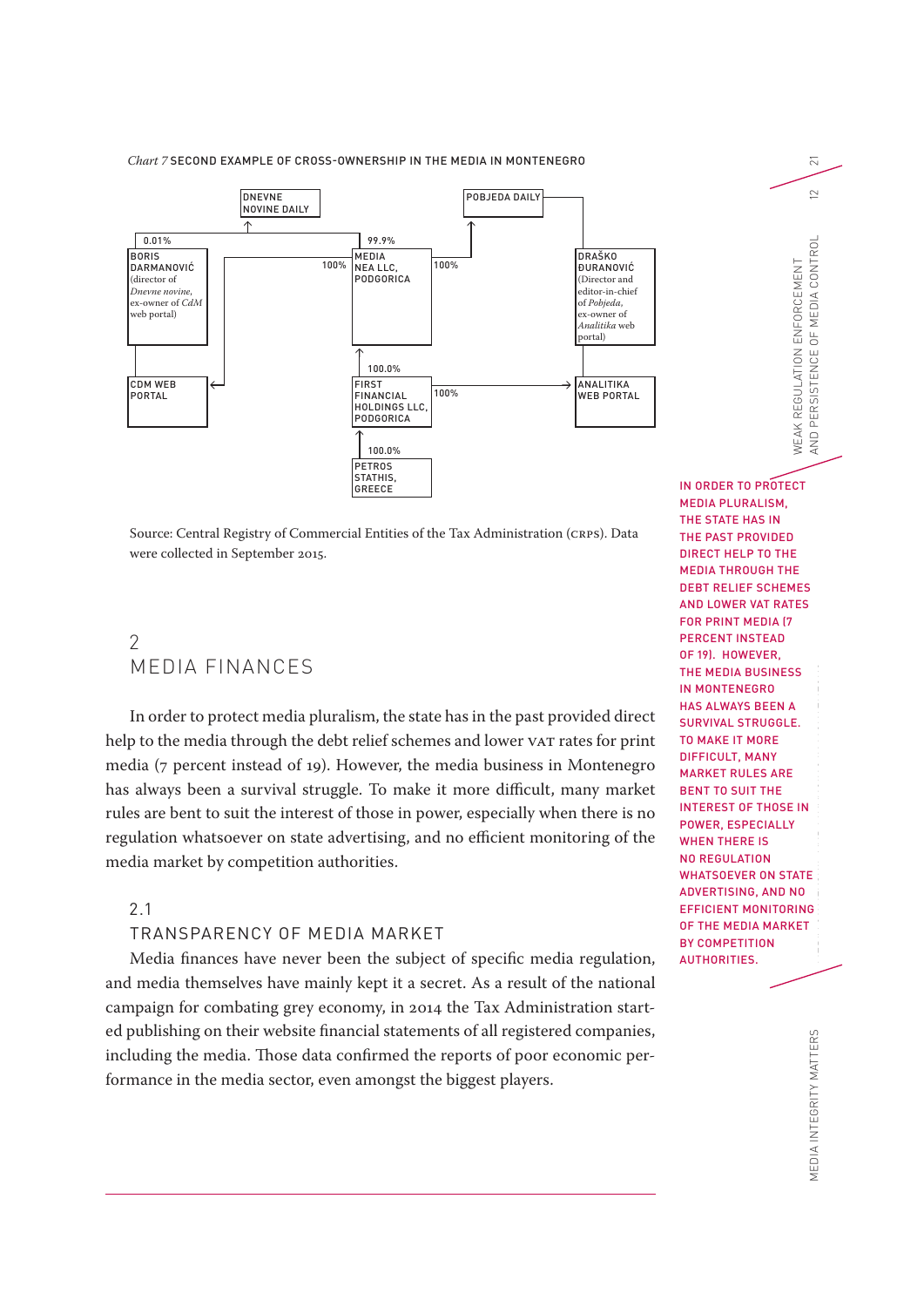*Chart 7* SECOND EXAMPLE OF CROSS-OWNERSHIP IN THE MEDIA IN MONTENEGRO

DNEVNE NOVINE DAILY

POBJEDA DAILY

0.01%

99.9%

BORIS DARMANOVIĆ (director of *Dnevne novine*, ex-owner of *CdM* web portal)

100%

MEDIA NEA LLC, PODGORICA

100%

DRAŠKO ĐURANOVIĆ (Director and editor-in-chief of *Pobjeda*, ex-owner of *Analitika* web portal)

100.0%

CDM WEB PORTAL

FIRST FINANCIAL HOLDINGS LLC, PODGORICA

100%

ANALITIKA WEB PORTAL

100.0%

PETROS STATHIS, GREECE

Source: Central Registry of Commercial Entities of the Tax Administration (CRPS). Data were collected in September 2015.

## 2 MEDIA FINANCES

In order to protect media pluralism, the state has in the past provided direct help to the media through the debt relief schemes and lower VAT rates for print media (7 percent instead of 19). However, the media business in Montenegro has always been a survival struggle. To make it more difficult, many market rules are bent to suit the interest of those in power, especially when there is no regulation whatsoever on state advertising, and no efficient monitoring of the media market by competition authorities.

IN ORDER TO PROTECT MEDIA PLURALISM, THE STATE HAS IN THE PAST PROVIDED DIRECT HELP TO THE MEDIA THROUGH THE DEBT RELIEF SCHEMES AND LOWER VAT RATES FOR PRINT MEDIA (7 PERCENT INSTEAD OF 19). HOWEVER, THE MEDIA BUSINESS IN MONTENEGRO HAS ALWAYS BEEN A SURVIVAL STRUGGLE. TO MAKE IT MORE DIFFICULT, MANY MARKET RULES ARE BENT TO SUIT THE INTEREST OF THOSE IN POWER, ESPECIALLY WHEN THERE IS NO REGULATION WHATSOEVER ON STATE ADVERTISING, AND NO EFFICIENT MONITORING OF THE MEDIA MARKET BY COMPETITION AUTHORITIES.

### 2.1 TRANSPARENCY OF MEDIA MARKET

Media finances have never been the subject of specific media regulation, and media themselves have mainly kept it a secret. As a result of the national campaign for combating grey economy, in 2014 the Tax Administration started publishing on their website financial statements of all registered companies, including the media. Those data confirmed the reports of poor economic performance in the media sector, even amongst the biggest players.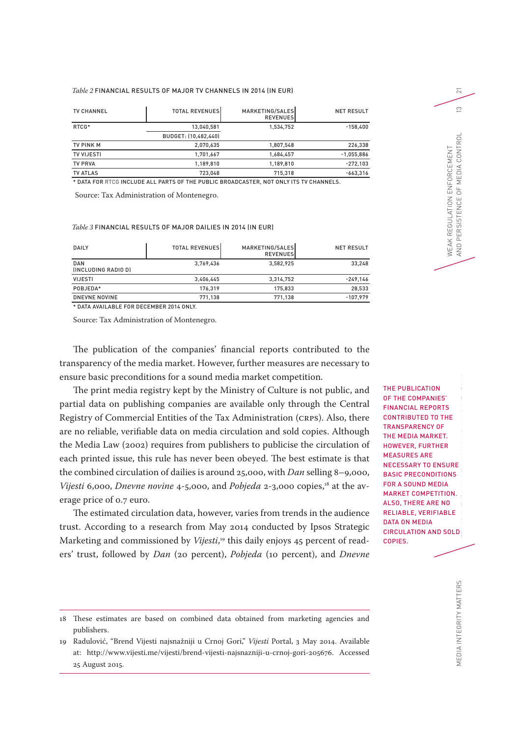*Table 2* FINANCIAL RESULTS OF MAJOR TV CHANNELS IN 2014 (IN EUR)

| TV CHANNEL | TOTAL REVENUES | MARKETING/SALES REVENUES | NET RESULT |
|---|---|---|---|
| RTCG* | 13,040,581 | 1,534,752 | -158,400 |
| | BUDGET: (10,482,440) | | |
| TV PINK M | 2,070,635 | 1,807,548 | 226,338 |
| TV VIJESTI | 1,701,667 | 1,684,457 | -1,055,886 |
| TV PRVA | 1,189,810 | 1,189,810 | -272,103 |
| TV ATLAS | 723,048 | 715,318 | -663,316 |

* DATA FOR RTCG INCLUDE ALL PARTS OF THE PUBLIC BROADCASTER, NOT ONLY ITS TV CHANNELS.

Source: Tax Administration of Montenegro.

*Table 3* FINANCIAL RESULTS OF MAJOR DAILIES IN 2014 (IN EUR)

| DAILY | TOTAL REVENUES | MARKETING/SALES REVENUES | NET RESULT |
|---|---|---|---|
| DAN (INCLUDING RADIO D) | 3,769,436 | 3,582,925 | 33,248 |
| VIJESTI | 3,406,445 | 3,314,752 | -249,146 |
| POBJEDA* | 176,319 | 175,833 | 28,533 |
| DNEVNE NOVINE | 771,138 | 771,138 | -107,979 |

* DATA AVAILABLE FOR DECEMBER 2014 ONLY.

Source: Tax Administration of Montenegro.

The publication of the companies' financial reports contributed to the transparency of the media market. However, further measures are necessary to ensure basic preconditions for a sound media market competition.

The print media registry kept by the Ministry of Culture is not public, and partial data on publishing companies are available only through the Central Registry of Commercial Entities of the Tax Administration (CRPS). Also, there are no reliable, verifiable data on media circulation and sold copies. Although the Media Law (2002) requires from publishers to publicise the circulation of each printed issue, this rule has never been obeyed. The best estimate is that the combined circulation of dailies is around 25,000, with *Dan* selling 8–9,000, *Vijesti* 6,000, *Dnevne novine* 4-5,000, and *Pobjeda* 2-3,000 copies,[18] at the average price of 0.7 euro.

THE PUBLICATION OF THE COMPANIES' FINANCIAL REPORTS CONTRIBUTED TO THE TRANSPARENCY OF THE MEDIA MARKET. HOWEVER, FURTHER MEASURES ARE NECESSARY TO ENSURE BASIC PRECONDITIONS FOR A SOUND MEDIA MARKET COMPETITION. ALSO, THERE ARE NO RELIABLE, VERIFIABLE DATA ON MEDIA CIRCULATION AND SOLD COPIES.

The estimated circulation data, however, varies from trends in the audience trust. According to a research from May 2014 conducted by Ipsos Strategic Marketing and commissioned by *Vijesti*,[19] this daily enjoys 45 percent of readers' trust, followed by *Dan* (20 percent), *Pobjeda* (10 percent), and *Dnevne*

18 These estimates are based on combined data obtained from marketing agencies and publishers.

19 Radulović, "Brend Vijesti najsnažniji u Crnoj Gori," *Vijesti* Portal, 3 May 2014. Available at: http://www.vijesti.me/vijesti/brend-vijesti-najsnazniji-u-crnoj-gori-205676. Accessed 25 August 2015.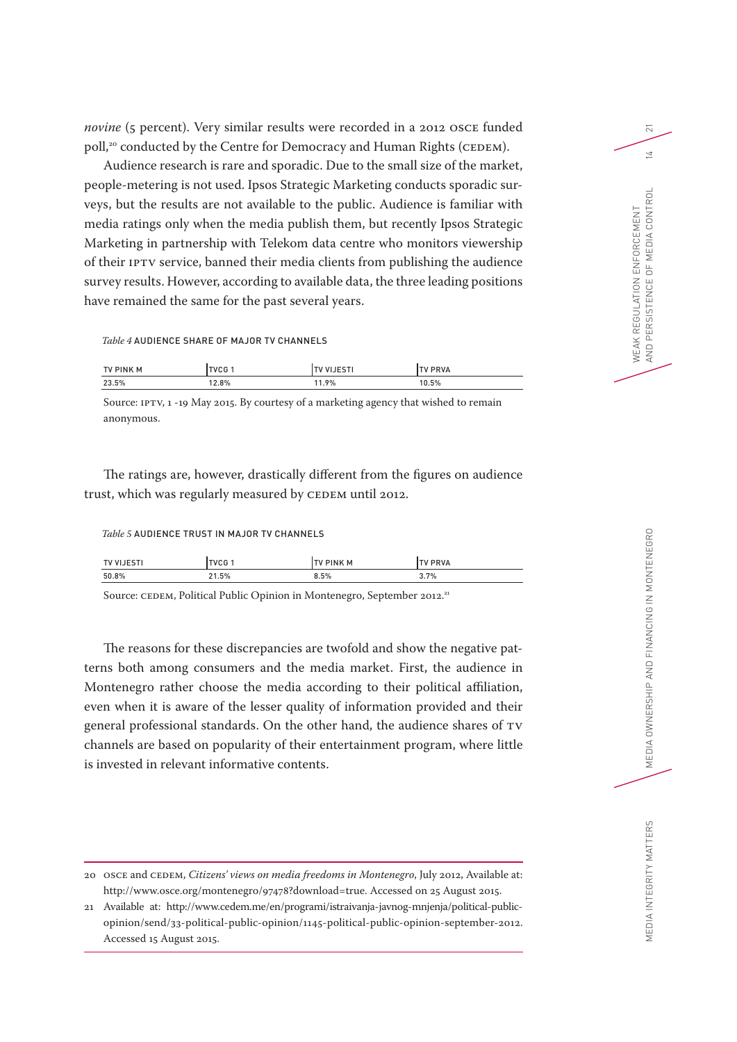*novine* (5 percent). Very similar results were recorded in a 2012 OSCE funded poll,[20] conducted by the Centre for Democracy and Human Rights (CEDEM).

Audience research is rare and sporadic. Due to the small size of the market, people-metering is not used. Ipsos Strategic Marketing conducts sporadic surveys, but the results are not available to the public. Audience is familiar with media ratings only when the media publish them, but recently Ipsos Strategic Marketing in partnership with Telekom data centre who monitors viewership of their IPTV service, banned their media clients from publishing the audience survey results. However, according to available data, the three leading positions have remained the same for the past several years.

*Table 4* AUDIENCE SHARE OF MAJOR TV CHANNELS

| TV PINK M | TVCG 1 | TV VIJESTI | TV PRVA |
|---|---|---|---|
| 23.5% | 12.8% | 11.9% | 10.5% |

Source: IPTV, 1 -19 May 2015. By courtesy of a marketing agency that wished to remain anonymous.

The ratings are, however, drastically different from the figures on audience trust, which was regularly measured by CEDEM until 2012.

*Table 5* AUDIENCE TRUST IN MAJOR TV CHANNELS

| TV VIJESTI | TVCG 1 | TV PINK M | TV PRVA |
|---|---|---|---|
| 50.8% | 21.5% | 8.5% | 3.7% |

Source: CEDEM, Political Public Opinion in Montenegro, September 2012.[21]

The reasons for these discrepancies are twofold and show the negative patterns both among consumers and the media market. First, the audience in Montenegro rather choose the media according to their political affiliation, even when it is aware of the lesser quality of information provided and their general professional standards. On the other hand, the audience shares of TV channels are based on popularity of their entertainment program, where little is invested in relevant informative contents.

---

20 OSCE and CEDEM, *Citizens' views on media freedoms in Montenegro*, July 2012, Available at: http://www.osce.org/montenegro/97478?download=true. Accessed on 25 August 2015.

21 Available at: http://www.cedem.me/en/programi/istraivanja-javnog-mnjenja/political-public-opinion/send/33-political-public-opinion/1145-political-public-opinion-september-2012. Accessed 15 August 2015.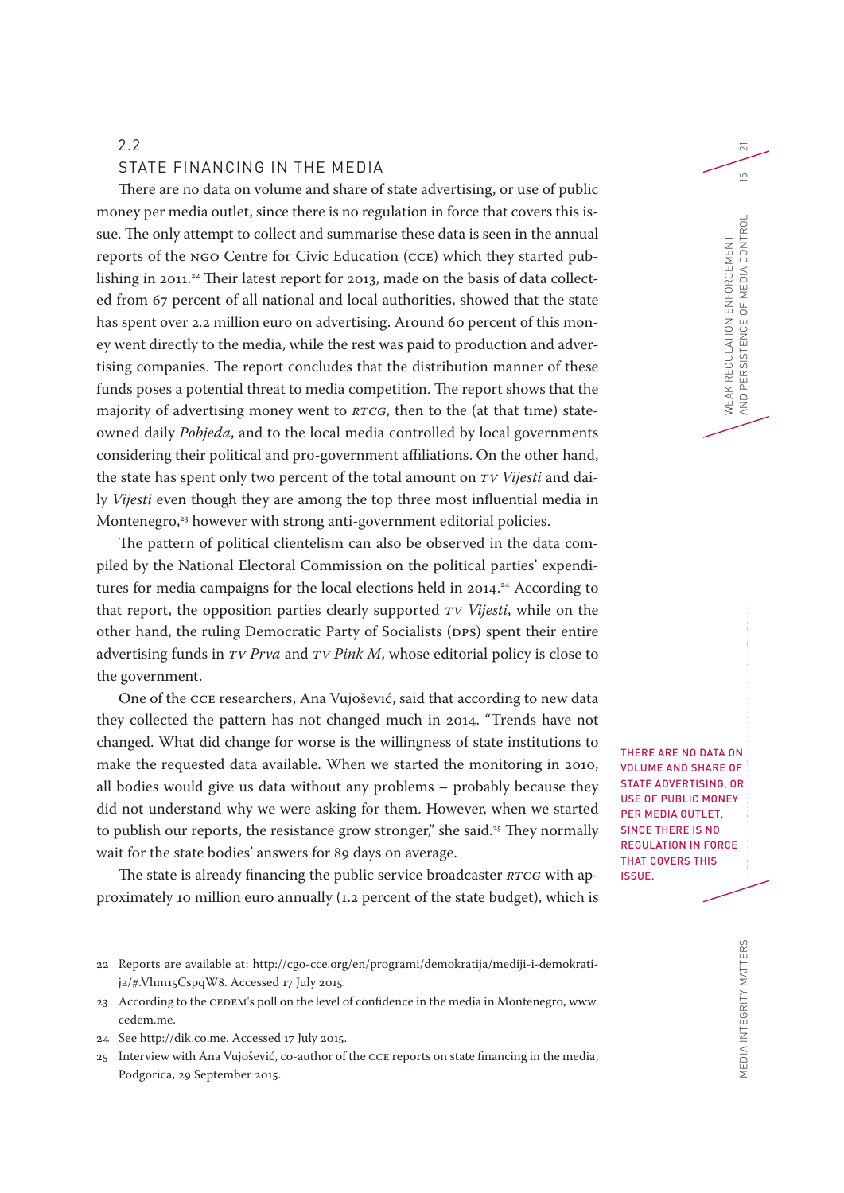## 2.2 STATE FINANCING IN THE MEDIA

There are no data on volume and share of state advertising, or use of public money per media outlet, since there is no regulation in force that covers this issue. The only attempt to collect and summarise these data is seen in the annual reports of the NGO Centre for Civic Education (CCE) which they started publishing in 2011.[22] Their latest report for 2013, made on the basis of data collected from 67 percent of all national and local authorities, showed that the state has spent over 2.2 million euro on advertising. Around 60 percent of this money went directly to the media, while the rest was paid to production and advertising companies. The report concludes that the distribution manner of these funds poses a potential threat to media competition. The report shows that the majority of advertising money went to *RTCG*, then to the (at that time) state-owned daily *Pobjeda*, and to the local media controlled by local governments considering their political and pro-government affiliations. On the other hand, the state has spent only two percent of the total amount on *TV Vijesti* and daily *Vijesti* even though they are among the top three most influential media in Montenegro,[23] however with strong anti-government editorial policies.

The pattern of political clientelism can also be observed in the data compiled by the National Electoral Commission on the political parties' expenditures for media campaigns for the local elections held in 2014.[24] According to that report, the opposition parties clearly supported *TV Vijesti*, while on the other hand, the ruling Democratic Party of Socialists (DPS) spent their entire advertising funds in *TV Prva* and *TV Pink M*, whose editorial policy is close to the government.

One of the CCE researchers, Ana Vujošević, said that according to new data they collected the pattern has not changed much in 2014. "Trends have not changed. What did change for worse is the willingness of state institutions to make the requested data available. When we started the monitoring in 2010, all bodies would give us data without any problems – probably because they did not understand why we were asking for them. However, when we started to publish our reports, the resistance grow stronger," she said.[25] They normally wait for the state bodies' answers for 89 days on average.

THERE ARE NO DATA ON VOLUME AND SHARE OF STATE ADVERTISING, OR USE OF PUBLIC MONEY PER MEDIA OUTLET, SINCE THERE IS NO REGULATION IN FORCE THAT COVERS THIS ISSUE.

The state is already financing the public service broadcaster *RTCG* with approximately 10 million euro annually (1.2 percent of the state budget), which is

---

22 Reports are available at: http://cgo-cce.org/en/programi/demokratija/mediji-i-demokratija/#.Vhm15CspqW8. Accessed 17 July 2015.

23 According to the CEDEM's poll on the level of confidence in the media in Montenegro, www.cedem.me.

24 See http://dik.co.me. Accessed 17 July 2015.

25 Interview with Ana Vujošević, co-author of the CCE reports on state financing in the media, Podgorica, 29 September 2015.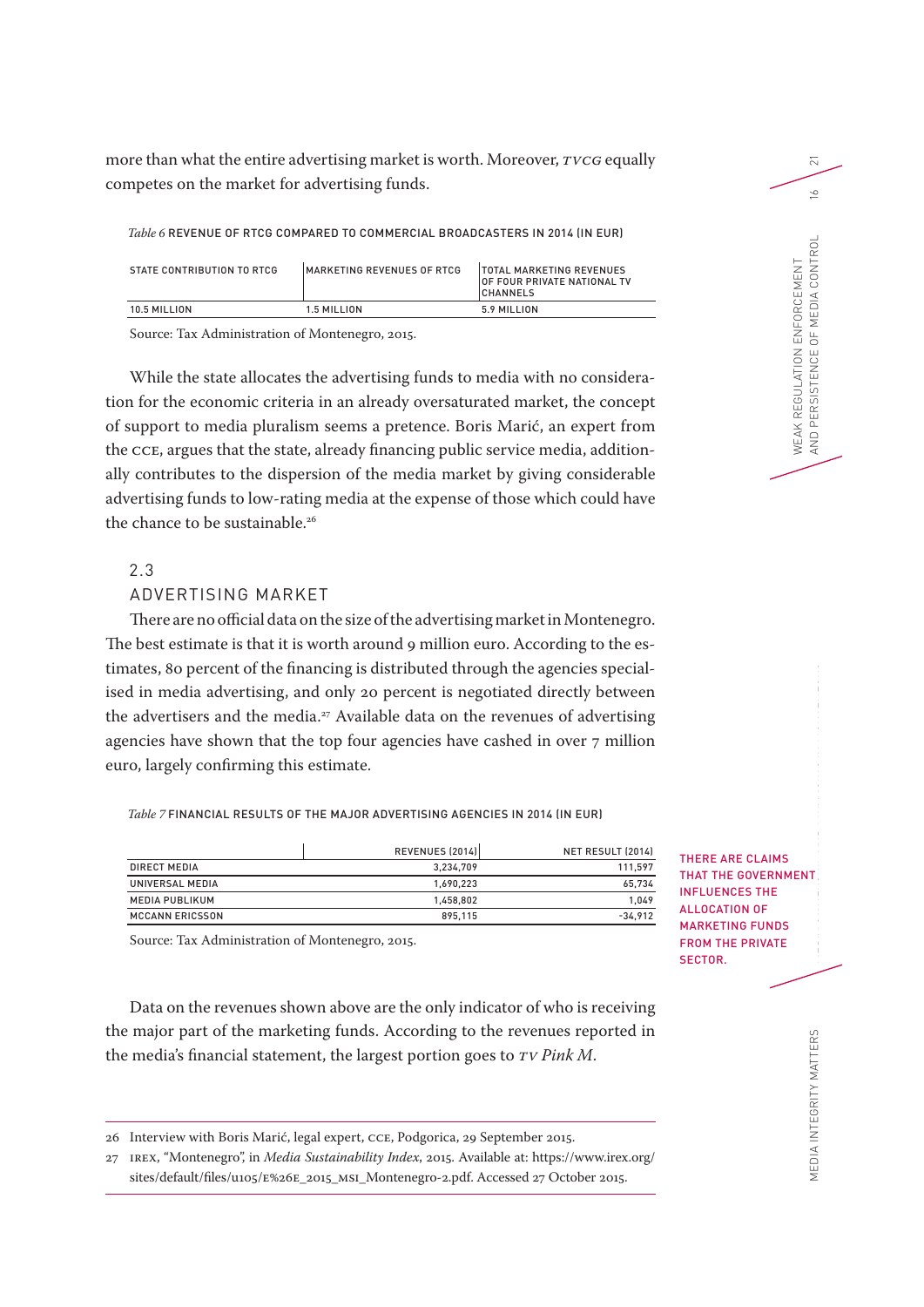more than what the entire advertising market is worth. Moreover, *TVCG* equally competes on the market for advertising funds.

*Table 6* REVENUE OF RTCG COMPARED TO COMMERCIAL BROADCASTERS IN 2014 (IN EUR)

| STATE CONTRIBUTION TO RTCG | MARKETING REVENUES OF RTCG | TOTAL MARKETING REVENUES OF FOUR PRIVATE NATIONAL TV CHANNELS |
|---|---|---|
| 10.5 MILLION | 1.5 MILLION | 5.9 MILLION |

Source: Tax Administration of Montenegro, 2015.

While the state allocates the advertising funds to media with no consideration for the economic criteria in an already oversaturated market, the concept of support to media pluralism seems a pretence. Boris Marić, an expert from the CCE, argues that the state, already financing public service media, additionally contributes to the dispersion of the media market by giving considerable advertising funds to low-rating media at the expense of those which could have the chance to be sustainable.[26]

## 2.3 ADVERTISING MARKET

There are no official data on the size of the advertising market in Montenegro. The best estimate is that it is worth around 9 million euro. According to the estimates, 80 percent of the financing is distributed through the agencies specialised in media advertising, and only 20 percent is negotiated directly between the advertisers and the media.[27] Available data on the revenues of advertising agencies have shown that the top four agencies have cashed in over 7 million euro, largely confirming this estimate.

*Table 7* FINANCIAL RESULTS OF THE MAJOR ADVERTISING AGENCIES IN 2014 (IN EUR)

| | REVENUES (2014) | NET RESULT (2014) |
|---|---|---|
| DIRECT MEDIA | 3,234,709 | 111,597 |
| UNIVERSAL MEDIA | 1,690,223 | 65,734 |
| MEDIA PUBLIKUM | 1,458,802 | 1,049 |
| MCCANN ERICSSON | 895,115 | -34,912 |

Source: Tax Administration of Montenegro, 2015.

THERE ARE CLAIMS THAT THE GOVERNMENT INFLUENCES THE ALLOCATION OF MARKETING FUNDS FROM THE PRIVATE SECTOR.

Data on the revenues shown above are the only indicator of who is receiving the major part of the marketing funds. According to the revenues reported in the media's financial statement, the largest portion goes to *TV Pink M*.

26 Interview with Boris Marić, legal expert, CCE, Podgorica, 29 September 2015.

27 IREX, "Montenegro", in *Media Sustainability Index*, 2015. Available at: https://www.irex.org/sites/default/files/u105/E%26E_2015_MSI_Montenegro-2.pdf. Accessed 27 October 2015.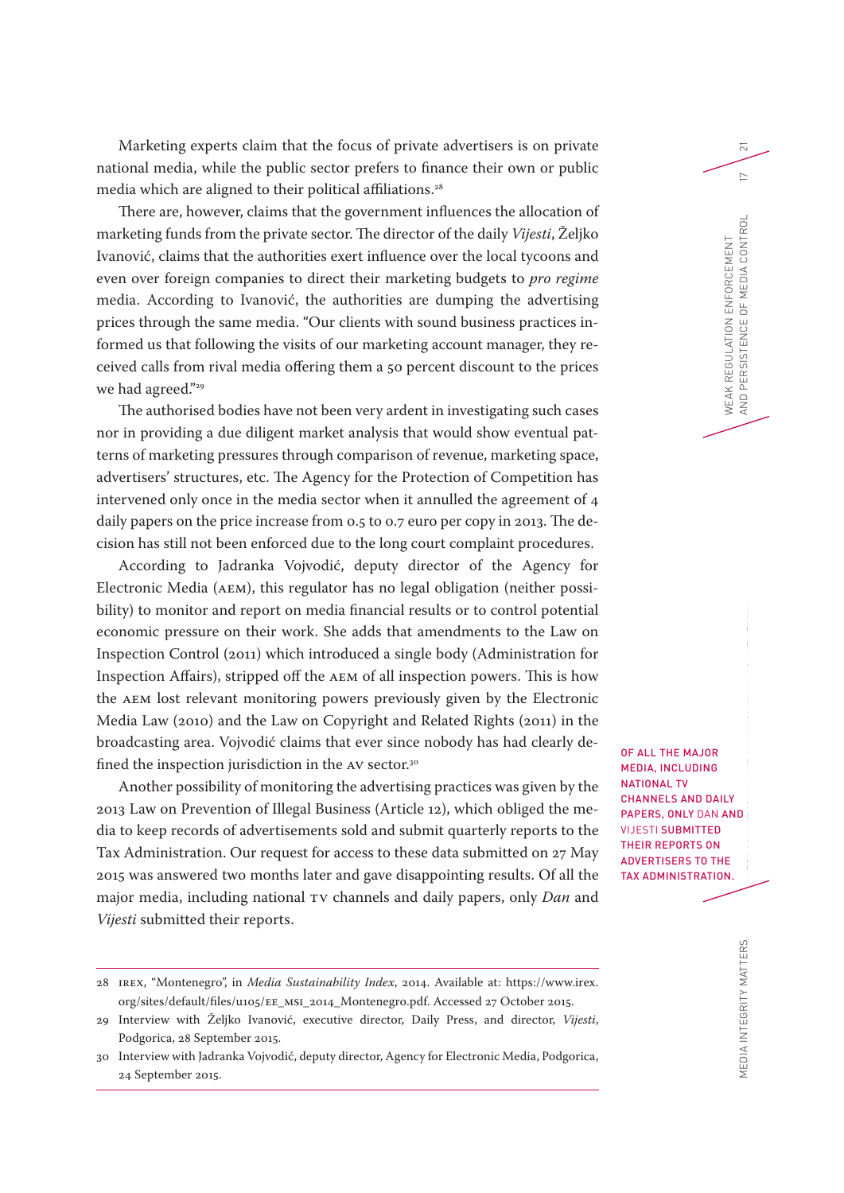Marketing experts claim that the focus of private advertisers is on private national media, while the public sector prefers to finance their own or public media which are aligned to their political affiliations.[28]

There are, however, claims that the government influences the allocation of marketing funds from the private sector. The director of the daily *Vijesti*, Željko Ivanović, claims that the authorities exert influence over the local tycoons and even over foreign companies to direct their marketing budgets to *pro regime* media. According to Ivanović, the authorities are dumping the advertising prices through the same media. "Our clients with sound business practices informed us that following the visits of our marketing account manager, they received calls from rival media offering them a 50 percent discount to the prices we had agreed."[29]

The authorised bodies have not been very ardent in investigating such cases nor in providing a due diligent market analysis that would show eventual patterns of marketing pressures through comparison of revenue, marketing space, advertisers' structures, etc. The Agency for the Protection of Competition has intervened only once in the media sector when it annulled the agreement of 4 daily papers on the price increase from 0.5 to 0.7 euro per copy in 2013. The decision has still not been enforced due to the long court complaint procedures.

According to Jadranka Vojvodić, deputy director of the Agency for Electronic Media (AEM), this regulator has no legal obligation (neither possibility) to monitor and report on media financial results or to control potential economic pressure on their work. She adds that amendments to the Law on Inspection Control (2011) which introduced a single body (Administration for Inspection Affairs), stripped off the AEM of all inspection powers. This is how the AEM lost relevant monitoring powers previously given by the Electronic Media Law (2010) and the Law on Copyright and Related Rights (2011) in the broadcasting area. Vojvodić claims that ever since nobody has had clearly defined the inspection jurisdiction in the AV sector.[30]

Another possibility of monitoring the advertising practices was given by the 2013 Law on Prevention of Illegal Business (Article 12), which obliged the media to keep records of advertisements sold and submit quarterly reports to the Tax Administration. Our request for access to these data submitted on 27 May 2015 was answered two months later and gave disappointing results. Of all the major media, including national TV channels and daily papers, only *Dan* and *Vijesti* submitted their reports.

**OF ALL THE MAJOR MEDIA, INCLUDING NATIONAL TV CHANNELS AND DAILY PAPERS, ONLY DAN AND VIJESTI SUBMITTED THEIR REPORTS ON ADVERTISERS TO THE TAX ADMINISTRATION.**

---

28 IREX, "Montenegro", in *Media Sustainability Index*, 2014. Available at: https://www.irex.org/sites/default/files/u105/EE_MSI_2014_Montenegro.pdf. Accessed 27 October 2015.

29 Interview with Željko Ivanović, executive director, Daily Press, and director, *Vijesti*, Podgorica, 28 September 2015.

30 Interview with Jadranka Vojvodić, deputy director, Agency for Electronic Media, Podgorica, 24 September 2015.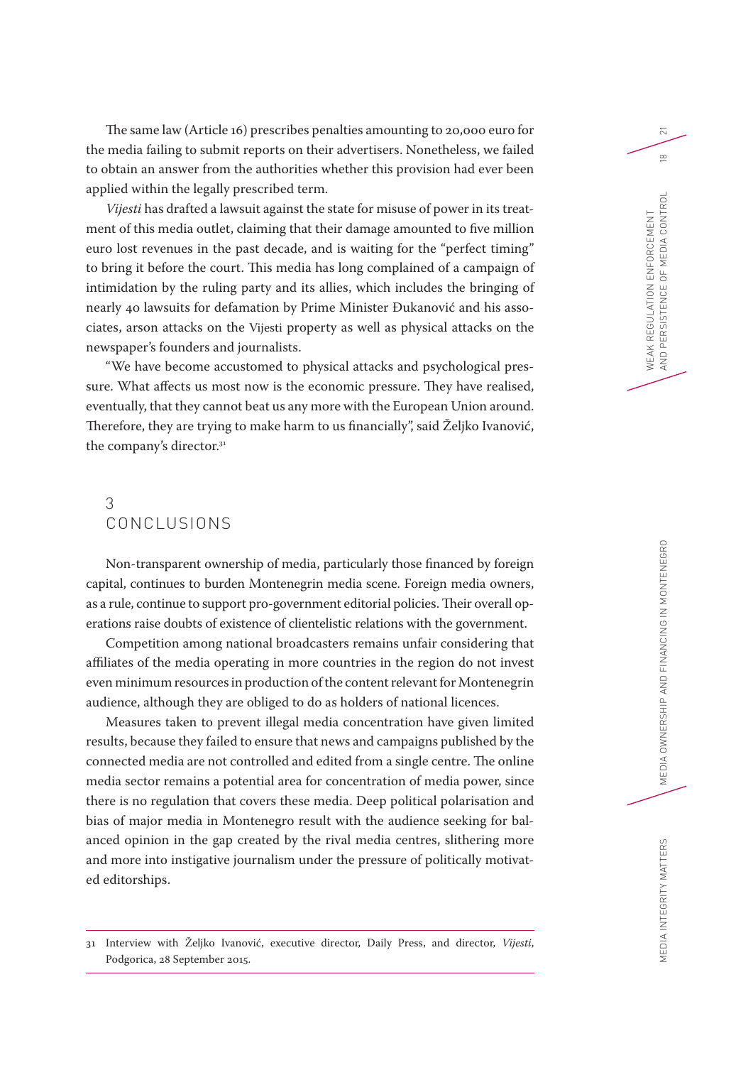The same law (Article 16) prescribes penalties amounting to 20,000 euro for the media failing to submit reports on their advertisers. Nonetheless, we failed to obtain an answer from the authorities whether this provision had ever been applied within the legally prescribed term.

*Vijesti* has drafted a lawsuit against the state for misuse of power in its treatment of this media outlet, claiming that their damage amounted to five million euro lost revenues in the past decade, and is waiting for the "perfect timing" to bring it before the court. This media has long complained of a campaign of intimidation by the ruling party and its allies, which includes the bringing of nearly 40 lawsuits for defamation by Prime Minister Đukanović and his associates, arson attacks on the Vijesti property as well as physical attacks on the newspaper's founders and journalists.

"We have become accustomed to physical attacks and psychological pressure. What affects us most now is the economic pressure. They have realised, eventually, that they cannot beat us any more with the European Union around. Therefore, they are trying to make harm to us financially", said Željko Ivanović, the company's director.[31]

## 3 CONCLUSIONS

Non-transparent ownership of media, particularly those financed by foreign capital, continues to burden Montenegrin media scene. Foreign media owners, as a rule, continue to support pro-government editorial policies. Their overall operations raise doubts of existence of clientelistic relations with the government.

Competition among national broadcasters remains unfair considering that affiliates of the media operating in more countries in the region do not invest even minimum resources in production of the content relevant for Montenegrin audience, although they are obliged to do as holders of national licences.

Measures taken to prevent illegal media concentration have given limited results, because they failed to ensure that news and campaigns published by the connected media are not controlled and edited from a single centre. The online media sector remains a potential area for concentration of media power, since there is no regulation that covers these media. Deep political polarisation and bias of major media in Montenegro result with the audience seeking for balanced opinion in the gap created by the rival media centres, slithering more and more into instigative journalism under the pressure of politically motivated editorships.

---

31 Interview with Željko Ivanović, executive director, Daily Press, and director, *Vijesti*, Podgorica, 28 September 2015.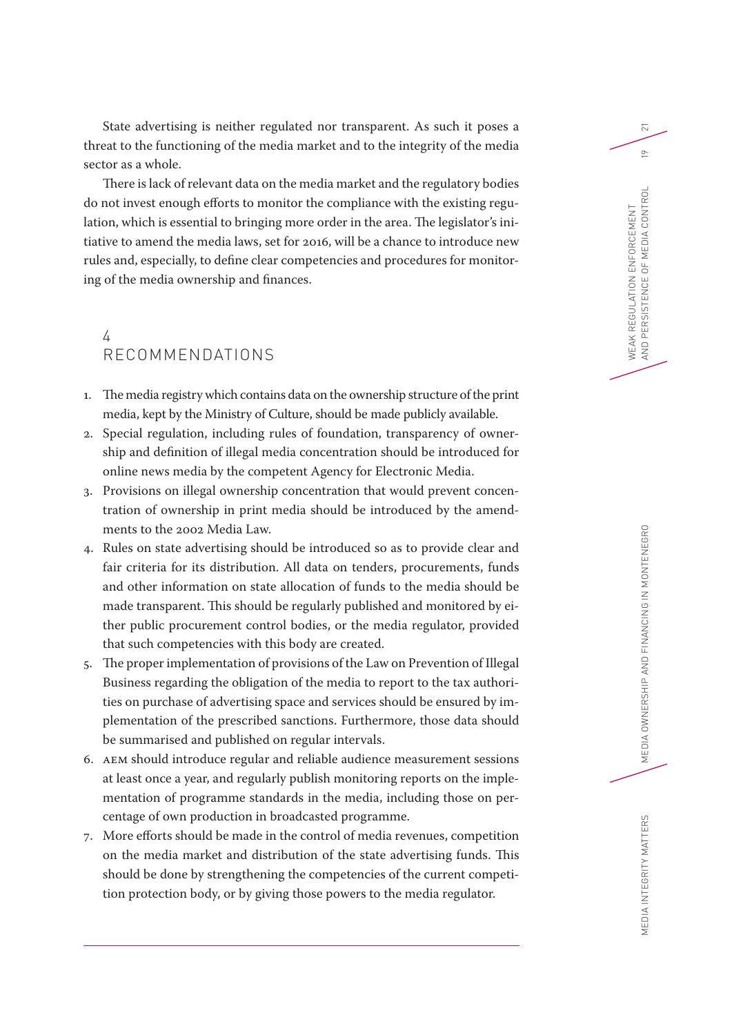State advertising is neither regulated nor transparent. As such it poses a threat to the functioning of the media market and to the integrity of the media sector as a whole.

There is lack of relevant data on the media market and the regulatory bodies do not invest enough efforts to monitor the compliance with the existing regulation, which is essential to bringing more order in the area. The legislator's initiative to amend the media laws, set for 2016, will be a chance to introduce new rules and, especially, to define clear competencies and procedures for monitoring of the media ownership and finances.

## 4 RECOMMENDATIONS

1. The media registry which contains data on the ownership structure of the print media, kept by the Ministry of Culture, should be made publicly available.
2. Special regulation, including rules of foundation, transparency of ownership and definition of illegal media concentration should be introduced for online news media by the competent Agency for Electronic Media.
3. Provisions on illegal ownership concentration that would prevent concentration of ownership in print media should be introduced by the amendments to the 2002 Media Law.
4. Rules on state advertising should be introduced so as to provide clear and fair criteria for its distribution. All data on tenders, procurements, funds and other information on state allocation of funds to the media should be made transparent. This should be regularly published and monitored by either public procurement control bodies, or the media regulator, provided that such competencies with this body are created.
5. The proper implementation of provisions of the Law on Prevention of Illegal Business regarding the obligation of the media to report to the tax authorities on purchase of advertising space and services should be ensured by implementation of the prescribed sanctions. Furthermore, those data should be summarised and published on regular intervals.
6. AEM should introduce regular and reliable audience measurement sessions at least once a year, and regularly publish monitoring reports on the implementation of programme standards in the media, including those on percentage of own production in broadcasted programme.
7. More efforts should be made in the control of media revenues, competition on the media market and distribution of the state advertising funds. This should be done by strengthening the competencies of the current competition protection body, or by giving those powers to the media regulator.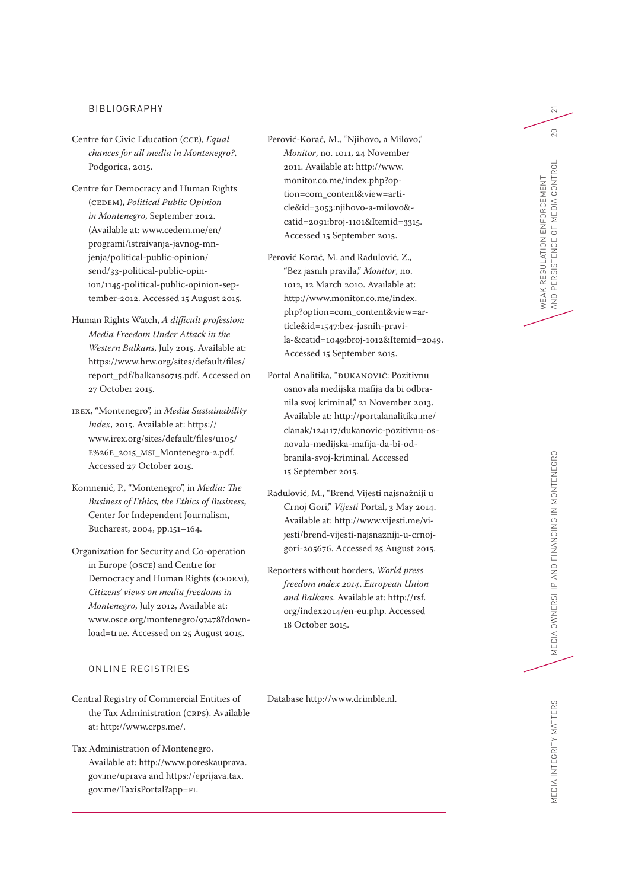## BIBLIOGRAPHY

Centre for Civic Education (CCE), *Equal chances for all media in Montenegro?*, Podgorica, 2015.

Centre for Democracy and Human Rights (CEDEM), *Political Public Opinion in Montenegro*, September 2012. (Available at: www.cedem.me/en/programi/istraivanja-javnog-mnjenja/political-public-opinion/send/33-political-public-opinion/1145-political-public-opinion-september-2012. Accessed 15 August 2015.

Human Rights Watch, *A difficult profession: Media Freedom Under Attack in the Western Balkans*, July 2015. Available at: https://www.hrw.org/sites/default/files/report_pdf/balkans0715.pdf. Accessed on 27 October 2015.

IREX, "Montenegro", in *Media Sustainability Index*, 2015. Available at: https://www.irex.org/sites/default/files/u105/E%26E_2015_MSI_Montenegro-2.pdf. Accessed 27 October 2015.

Komnenić, P., "Montenegro", in *Media: The Business of Ethics, the Ethics of Business*, Center for Independent Journalism, Bucharest, 2004, pp.151–164.

Organization for Security and Co-operation in Europe (OSCE) and Centre for Democracy and Human Rights (CEDEM), *Citizens' views on media freedoms in Montenegro*, July 2012, Available at: www.osce.org/montenegro/97478?download=true. Accessed on 25 August 2015.

Perović-Korać, M., "Njihovo, a Milovo," *Monitor*, no. 1011, 24 November 2011. Available at: http://www.monitor.co.me/index.php?option=com_content&view=article&id=3053:njihovo-a-milovo&catid=2091:broj-1101&Itemid=3315. Accessed 15 September 2015.

Perović Korać, M. and Radulović, Z., "Bez jasnih pravila," *Monitor*, no. 1012, 12 March 2010. Available at: http://www.monitor.co.me/index.php?option=com_content&view=article&id=1547:bez-jasnih-pravila-&catid=1049:broj-1012&Itemid=2049. Accessed 15 September 2015.

Portal Analitika, "DUKANOVIĆ: Pozitivnu osnovala medijska mafija da bi odbranila svoj kriminal," 21 November 2013. Available at: http://portalanalitika.me/clanak/124117/dukanovic-pozitivnu-osnovala-medijska-mafija-da-bi-odbranila-svoj-kriminal. Accessed 15 September 2015.

Radulović, M., "Brend Vijesti najsnažniji u Crnoj Gori," *Vijesti* Portal, 3 May 2014. Available at: http://www.vijesti.me/vijesti/brend-vijesti-najsnazniji-u-crnoj-gori-205676. Accessed 25 August 2015.

Reporters without borders, *World press freedom index 2014*, *European Union and Balkans*. Available at: http://rsf.org/index2014/en-eu.php. Accessed 18 October 2015.

## ONLINE REGISTRIES

Central Registry of Commercial Entities of the Tax Administration (CRPS). Available at: http://www.crps.me/.

Tax Administration of Montenegro. Available at: http://www.poreskauprava.gov.me/uprava and https://eprijava.tax.gov.me/TaxisPortal?app=FI.

Database http://www.drimble.nl.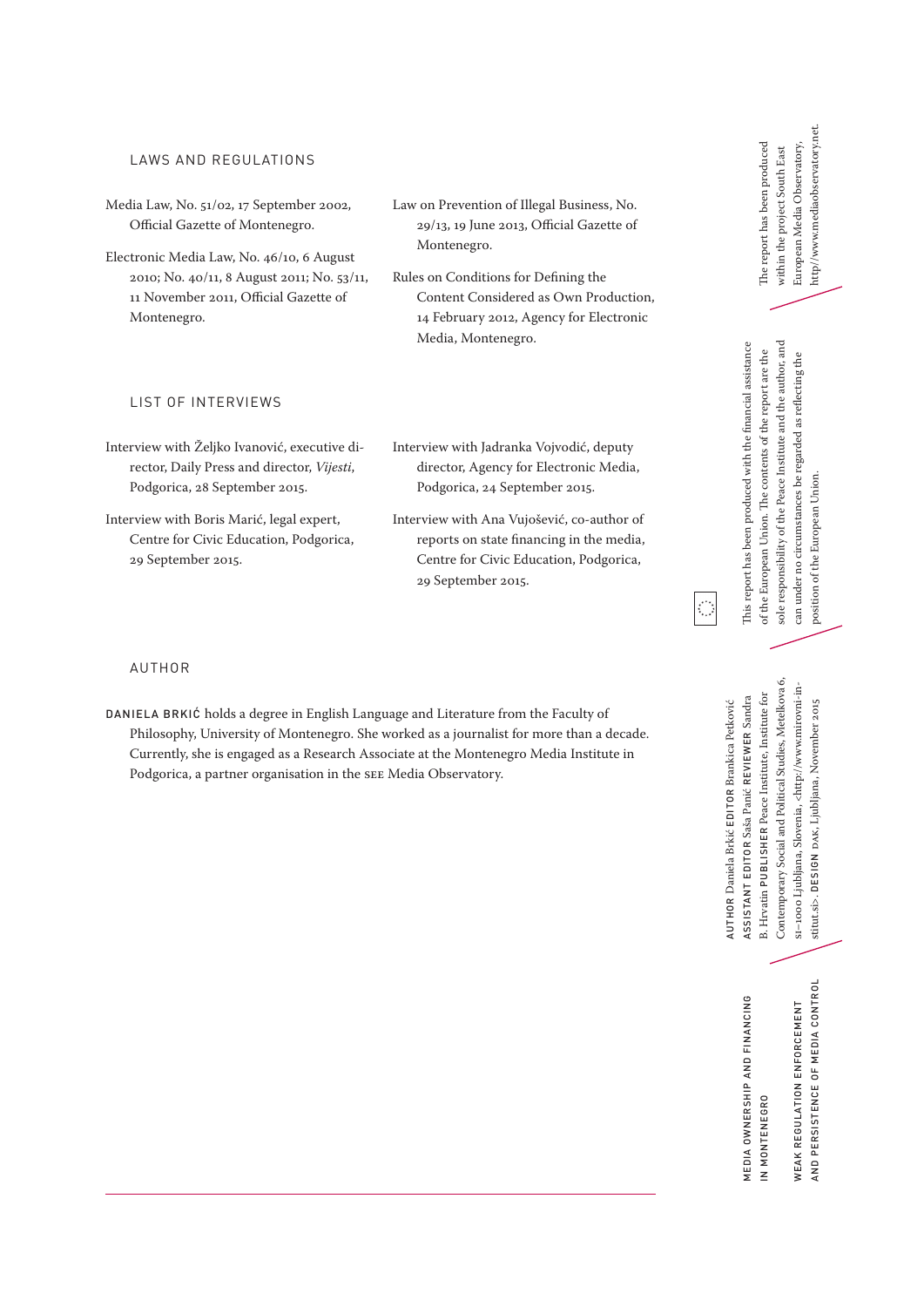## LAWS AND REGULATIONS

Media Law, No. 51/02, 17 September 2002, Official Gazette of Montenegro.

Electronic Media Law, No. 46/10, 6 August 2010; No. 40/11, 8 August 2011; No. 53/11, 11 November 2011, Official Gazette of Montenegro.

Law on Prevention of Illegal Business, No. 29/13, 19 June 2013, Official Gazette of Montenegro.

Rules on Conditions for Defining the Content Considered as Own Production, 14 February 2012, Agency for Electronic Media, Montenegro.

## LIST OF INTERVIEWS

Interview with Željko Ivanović, executive director, Daily Press and director, *Vijesti*, Podgorica, 28 September 2015.

Interview with Boris Marić, legal expert, Centre for Civic Education, Podgorica, 29 September 2015.

Interview with Jadranka Vojvodić, deputy director, Agency for Electronic Media, Podgorica, 24 September 2015.

Interview with Ana Vujošević, co-author of reports on state financing in the media, Centre for Civic Education, Podgorica, 29 September 2015.

## AUTHOR

DANIELA BRKIĆ holds a degree in English Language and Literature from the Faculty of Philosophy, University of Montenegro. She worked as a journalist for more than a decade. Currently, she is engaged as a Research Associate at the Montenegro Media Institute in Podgorica, a partner organisation in the SEE Media Observatory.

MEDIA OWNERSHIP AND FINANCING IN MONTENEGRO

WEAK REGULATION ENFORCEMENT AND PERSISTENCE OF MEDIA CONTROL

AUTHOR Daniela Brkić EDITOR Brankica Petković ASSISTANT EDITOR Saša Panić REVIEWER Sandra B. Hrvatin PUBLISHER Peace Institute, Institute for Contemporary Social and Political Studies, Metelkova 6, SI–1000 Ljubljana, Slovenia, <http://www.mirovni-institut.si>. DESIGN DAK, Ljubljana, November 2015

This report has been produced with the financial assistance of the European Union. The contents of the report are the sole responsibility of the Peace Institute and the author, and can under no circumstances be regarded as reflecting the position of the European Union.

The report has been produced within the project South East European Media Observatory, http//www.mediaobservatory.net.